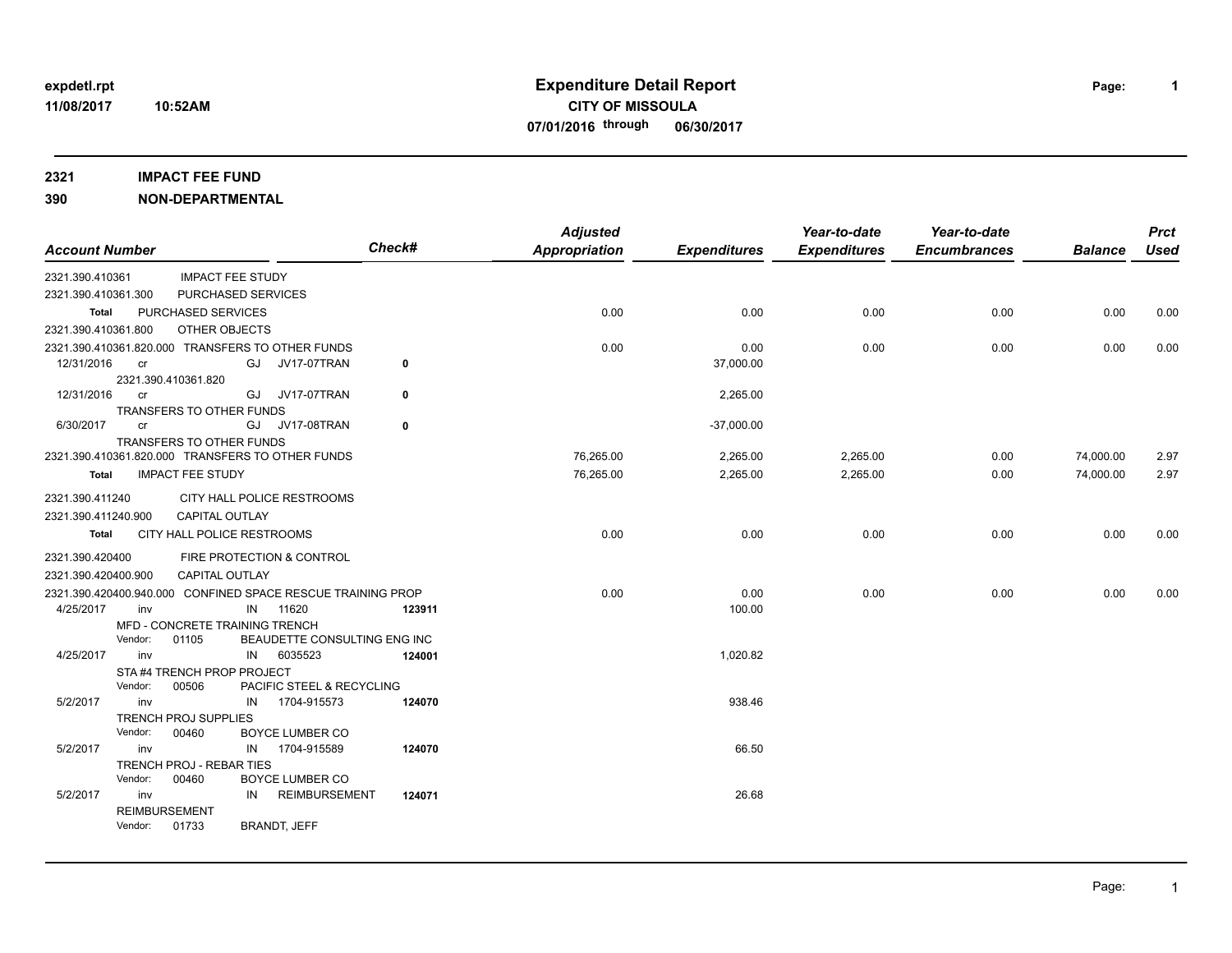**expdetl.rpt**
**11/08/2017 10:52AM**

# Expenditure Detail Report

**CITY OF MISSOULA**
**07/01/2016 through 06/30/2017**

**2321 IMPACT FEE FUND**
**390 NON-DEPARTMENTAL**

| Account Number | | | | Check# | Adjusted Appropriation | Expenditures | Year-to-date Expenditures | Year-to-date Encumbrances | Balance | Prct Used |
|---|---|---|---|---|---|---|---|---|---|---|
| 2321.390.410361 | IMPACT FEE STUDY | | | | | | | | | |
| 2321.390.410361.300 | PURCHASED SERVICES | | | | | | | | | |
| **Total** | PURCHASED SERVICES | | | | 0.00 | 0.00 | 0.00 | 0.00 | 0.00 | 0.00 |
| 2321.390.410361.800 | OTHER OBJECTS | | | | | | | | | |
| 2321.390.410361.820.000 | TRANSFERS TO OTHER FUNDS | | | | 0.00 | 0.00 | 0.00 | 0.00 | 0.00 | 0.00 |
| 12/31/2016 | cr | GJ | JV17-07TRAN | 0 | | 37,000.00 | | | | |
| | 2321.390.410361.820 | | | | | | | | | |
| 12/31/2016 | cr | GJ | JV17-07TRAN | 0 | | 2,265.00 | | | | |
| | TRANSFERS TO OTHER FUNDS | | | | | | | | | |
| 6/30/2017 | cr | GJ | JV17-08TRAN | 0 | | -37,000.00 | | | | |
| | TRANSFERS TO OTHER FUNDS | | | | | | | | | |
| 2321.390.410361.820.000 | TRANSFERS TO OTHER FUNDS | | | | 76,265.00 | 2,265.00 | 2,265.00 | 0.00 | 74,000.00 | 2.97 |
| **Total** | IMPACT FEE STUDY | | | | 76,265.00 | 2,265.00 | 2,265.00 | 0.00 | 74,000.00 | 2.97 |
| 2321.390.411240 | CITY HALL POLICE RESTROOMS | | | | | | | | | |
| 2321.390.411240.900 | CAPITAL OUTLAY | | | | | | | | | |
| **Total** | CITY HALL POLICE RESTROOMS | | | | 0.00 | 0.00 | 0.00 | 0.00 | 0.00 | 0.00 |
| 2321.390.420400 | FIRE PROTECTION & CONTROL | | | | | | | | | |
| 2321.390.420400.900 | CAPITAL OUTLAY | | | | | | | | | |
| 2321.390.420400.940.000 | CONFINED SPACE RESCUE TRAINING PROP | | | | 0.00 | 0.00 | 0.00 | 0.00 | 0.00 | 0.00 |
| 4/25/2017 | inv | IN | 11620 | 123911 | | 100.00 | | | | |
| | MFD - CONCRETE TRAINING TRENCH | | | | | | | | | |
| | Vendor: 01105 | | BEAUDETTE CONSULTING ENG INC | | | | | | | |
| 4/25/2017 | inv | IN | 6035523 | 124001 | | 1,020.82 | | | | |
| | STA #4 TRENCH PROP PROJECT | | | | | | | | | |
| | Vendor: 00506 | | PACIFIC STEEL & RECYCLING | | | | | | | |
| 5/2/2017 | inv | IN | 1704-915573 | 124070 | | 938.46 | | | | |
| | TRENCH PROJ SUPPLIES | | | | | | | | | |
| | Vendor: 00460 | | BOYCE LUMBER CO | | | | | | | |
| 5/2/2017 | inv | IN | 1704-915589 | 124070 | | 66.50 | | | | |
| | TRENCH PROJ - REBAR TIES | | | | | | | | | |
| | Vendor: 00460 | | BOYCE LUMBER CO | | | | | | | |
| 5/2/2017 | inv | IN | REIMBURSEMENT | 124071 | | 26.68 | | | | |
| | REIMBURSEMENT | | | | | | | | | |
| | Vendor: 01733 | | BRANDT, JEFF | | | | | | | |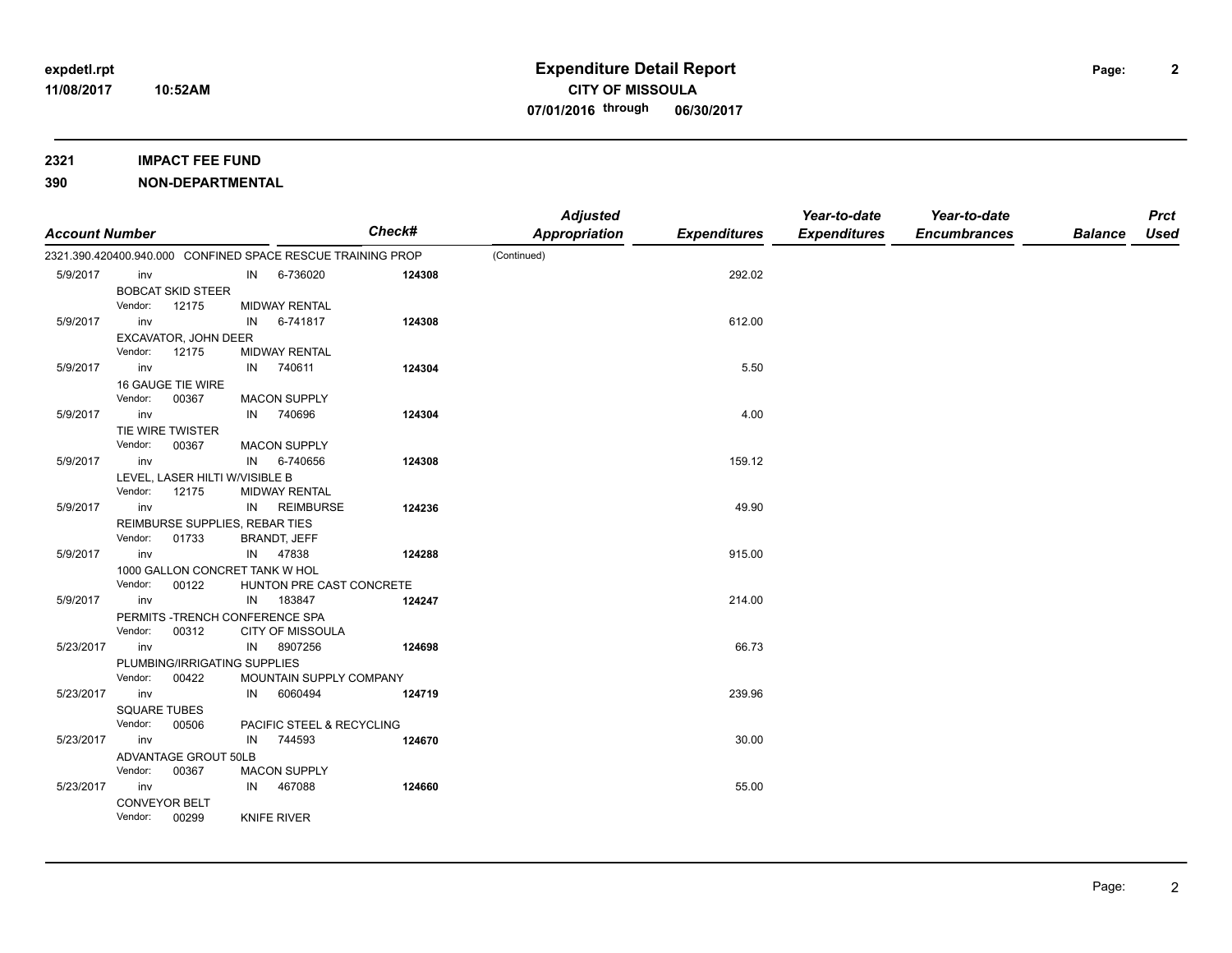# Expenditure Detail Report

**CITY OF MISSOULA**

**07/01/2016 through 06/30/2017**

expdetl.rpt
11/08/2017 10:52AM

**2321 IMPACT FEE FUND**

**390 NON-DEPARTMENTAL**

| Account Number | | | Check# | Adjusted Appropriation | Expenditures | Year-to-date Expenditures | Year-to-date Encumbrances | Balance | Prct Used |
|---|---|---|---|---|---|---|---|---|---|
| 2321.390.420400.940.000 CONFINED SPACE RESCUE TRAINING PROP | | | | (Continued) | | | | | |
| 5/9/2017 | inv | IN 6-736020 | 124308 | | 292.02 | | | | |
| | BOBCAT SKID STEER<br>Vendor: 12175 | MIDWAY RENTAL | | | | | | | |
| 5/9/2017 | inv | IN 6-741817 | 124308 | | 612.00 | | | | |
| | EXCAVATOR, JOHN DEER<br>Vendor: 12175 | MIDWAY RENTAL | | | | | | | |
| 5/9/2017 | inv | IN 740611 | 124304 | | 5.50 | | | | |
| | 16 GAUGE TIE WIRE<br>Vendor: 00367 | MACON SUPPLY | | | | | | | |
| 5/9/2017 | inv | IN 740696 | 124304 | | 4.00 | | | | |
| | TIE WIRE TWISTER<br>Vendor: 00367 | MACON SUPPLY | | | | | | | |
| 5/9/2017 | inv | IN 6-740656 | 124308 | | 159.12 | | | | |
| | LEVEL, LASER HILTI W/VISIBLE B<br>Vendor: 12175 | MIDWAY RENTAL | | | | | | | |
| 5/9/2017 | inv | IN REIMBURSE | 124236 | | 49.90 | | | | |
| | REIMBURSE SUPPLIES, REBAR TIES<br>Vendor: 01733 | BRANDT, JEFF | | | | | | | |
| 5/9/2017 | inv | IN 47838 | 124288 | | 915.00 | | | | |
| | 1000 GALLON CONCRET TANK W HOL<br>Vendor: 00122 | HUNTON PRE CAST CONCRETE | | | | | | | |
| 5/9/2017 | inv | IN 183847 | 124247 | | 214.00 | | | | |
| | PERMITS -TRENCH CONFERENCE SPA<br>Vendor: 00312 | CITY OF MISSOULA | | | | | | | |
| 5/23/2017 | inv | IN 8907256 | 124698 | | 66.73 | | | | |
| | PLUMBING/IRRIGATING SUPPLIES<br>Vendor: 00422 | MOUNTAIN SUPPLY COMPANY | | | | | | | |
| 5/23/2017 | inv | IN 6060494 | 124719 | | 239.96 | | | | |
| | SQUARE TUBES<br>Vendor: 00506 | PACIFIC STEEL & RECYCLING | | | | | | | |
| 5/23/2017 | inv | IN 744593 | 124670 | | 30.00 | | | | |
| | ADVANTAGE GROUT 50LB<br>Vendor: 00367 | MACON SUPPLY | | | | | | | |
| 5/23/2017 | inv | IN 467088 | 124660 | | 55.00 | | | | |
| | CONVEYOR BELT<br>Vendor: 00299 | KNIFE RIVER | | | | | | | |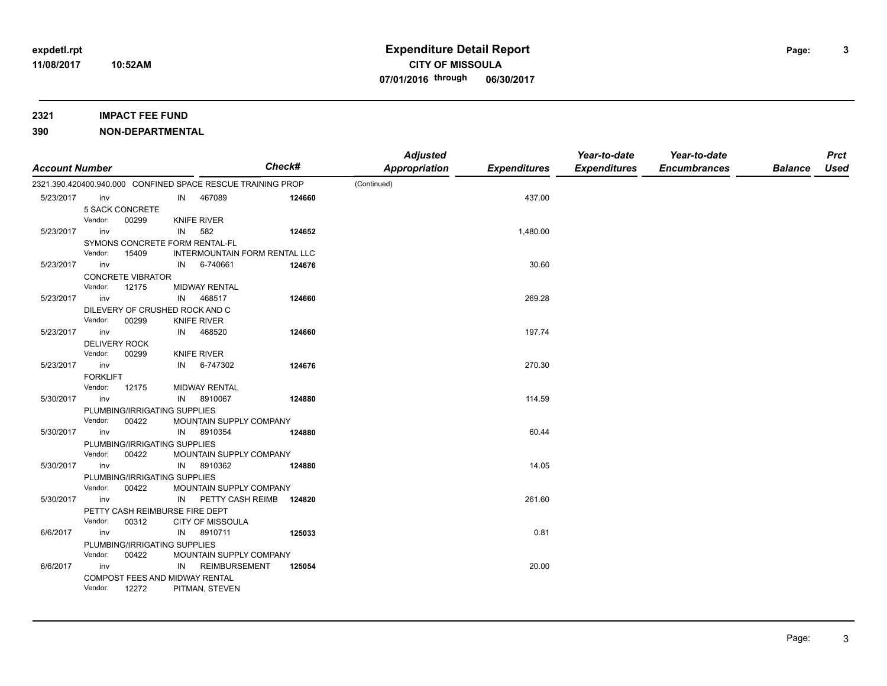**2321 IMPACT FEE FUND**

**390 NON-DEPARTMENTAL**

| Account Number | | | Check# | Adjusted Appropriation | Expenditures | Year-to-date Expenditures | Year-to-date Encumbrances | Balance | Prct Used |
|---|---|---|---|---|---|---|---|---|---|
| 2321.390.420400.940.000 CONFINED SPACE RESCUE TRAINING PROP | | | | (Continued) | | | | | |
| 5/23/2017 | inv | IN 467089 | 124660 | | 437.00 | | | | |
| | 5 SACK CONCRETE | | | | | | | | |
| | Vendor: 00299 | KNIFE RIVER | | | | | | | |
| 5/23/2017 | inv | IN 582 | 124652 | | 1,480.00 | | | | |
| | SYMONS CONCRETE FORM RENTAL-FL | | | | | | | | |
| | Vendor: 15409 | INTERMOUNTAIN FORM RENTAL LLC | | | | | | | |
| 5/23/2017 | inv | IN 6-740661 | 124676 | | 30.60 | | | | |
| | CONCRETE VIBRATOR | | | | | | | | |
| | Vendor: 12175 | MIDWAY RENTAL | | | | | | | |
| 5/23/2017 | inv | IN 468517 | 124660 | | 269.28 | | | | |
| | DILEVERY OF CRUSHED ROCK AND C | | | | | | | | |
| | Vendor: 00299 | KNIFE RIVER | | | | | | | |
| 5/23/2017 | inv | IN 468520 | 124660 | | 197.74 | | | | |
| | DELIVERY ROCK | | | | | | | | |
| | Vendor: 00299 | KNIFE RIVER | | | | | | | |
| 5/23/2017 | inv | IN 6-747302 | 124676 | | 270.30 | | | | |
| | FORKLIFT | | | | | | | | |
| | Vendor: 12175 | MIDWAY RENTAL | | | | | | | |
| 5/30/2017 | inv | IN 8910067 | 124880 | | 114.59 | | | | |
| | PLUMBING/IRRIGATING SUPPLIES | | | | | | | | |
| | Vendor: 00422 | MOUNTAIN SUPPLY COMPANY | | | | | | | |
| 5/30/2017 | inv | IN 8910354 | 124880 | | 60.44 | | | | |
| | PLUMBING/IRRIGATING SUPPLIES | | | | | | | | |
| | Vendor: 00422 | MOUNTAIN SUPPLY COMPANY | | | | | | | |
| 5/30/2017 | inv | IN 8910362 | 124880 | | 14.05 | | | | |
| | PLUMBING/IRRIGATING SUPPLIES | | | | | | | | |
| | Vendor: 00422 | MOUNTAIN SUPPLY COMPANY | | | | | | | |
| 5/30/2017 | inv | IN PETTY CASH REIMB | 124820 | | 261.60 | | | | |
| | PETTY CASH REIMBURSE FIRE DEPT | | | | | | | | |
| | Vendor: 00312 | CITY OF MISSOULA | | | | | | | |
| 6/6/2017 | inv | IN 8910711 | 125033 | | 0.81 | | | | |
| | PLUMBING/IRRIGATING SUPPLIES | | | | | | | | |
| | Vendor: 00422 | MOUNTAIN SUPPLY COMPANY | | | | | | | |
| 6/6/2017 | inv | IN REIMBURSEMENT | 125054 | | 20.00 | | | | |
| | COMPOST FEES AND MIDWAY RENTAL | | | | | | | | |
| | Vendor: 12272 | PITMAN, STEVEN | | | | | | | |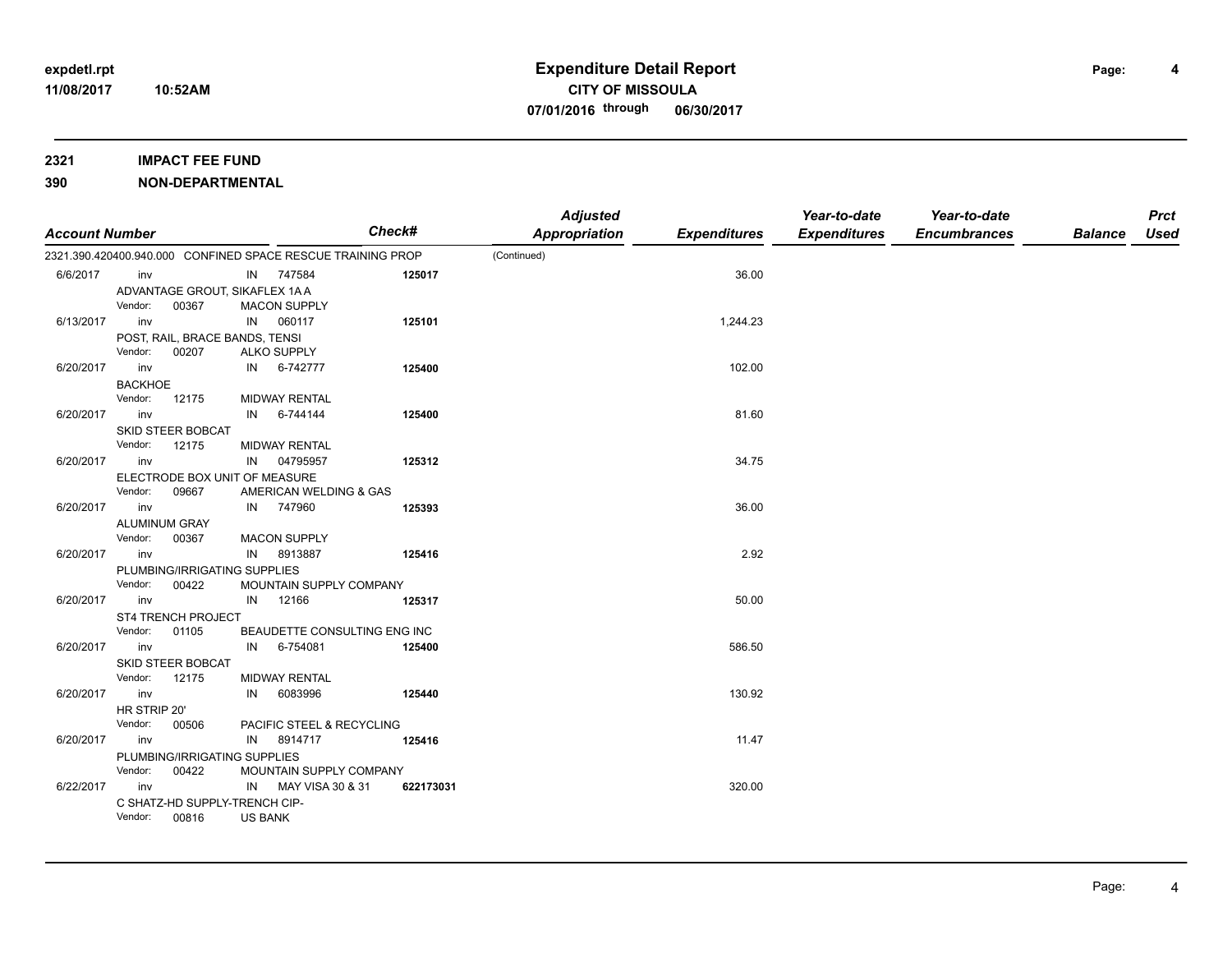**expdetl.rpt**
**11/08/2017 10:52AM**

# Expenditure Detail Report

**CITY OF MISSOULA**
**07/01/2016 through 06/30/2017**

**2321 IMPACT FEE FUND**
**390 NON-DEPARTMENTAL**

| Account Number | | | Check# | Adjusted Appropriation | Expenditures | Year-to-date Expenditures | Year-to-date Encumbrances | Balance | Prct Used |
|---|---|---|---|---|---|---|---|---|---|
| 2321.390.420400.940.000 CONFINED SPACE RESCUE TRAINING PROP | | | | (Continued) | | | | | |
| 6/6/2017 | inv | IN 747584 | 125017 | | 36.00 | | | | |
| ADVANTAGE GROUT, SIKAFLEX 1A A | | | | | | | | | |
| Vendor: 00367 | | MACON SUPPLY | | | | | | | |
| 6/13/2017 | inv | IN 060117 | 125101 | | 1,244.23 | | | | |
| POST, RAIL, BRACE BANDS, TENSI | | | | | | | | | |
| Vendor: 00207 | | ALKO SUPPLY | | | | | | | |
| 6/20/2017 | inv | IN 6-742777 | 125400 | | 102.00 | | | | |
| BACKHOE | | | | | | | | | |
| Vendor: 12175 | | MIDWAY RENTAL | | | | | | | |
| 6/20/2017 | inv | IN 6-744144 | 125400 | | 81.60 | | | | |
| SKID STEER BOBCAT | | | | | | | | | |
| Vendor: 12175 | | MIDWAY RENTAL | | | | | | | |
| 6/20/2017 | inv | IN 04795957 | 125312 | | 34.75 | | | | |
| ELECTRODE BOX UNIT OF MEASURE | | | | | | | | | |
| Vendor: 09667 | | AMERICAN WELDING & GAS | | | | | | | |
| 6/20/2017 | inv | IN 747960 | 125393 | | 36.00 | | | | |
| ALUMINUM GRAY | | | | | | | | | |
| Vendor: 00367 | | MACON SUPPLY | | | | | | | |
| 6/20/2017 | inv | IN 8913887 | 125416 | | 2.92 | | | | |
| PLUMBING/IRRIGATING SUPPLIES | | | | | | | | | |
| Vendor: 00422 | | MOUNTAIN SUPPLY COMPANY | | | | | | | |
| 6/20/2017 | inv | IN 12166 | 125317 | | 50.00 | | | | |
| ST4 TRENCH PROJECT | | | | | | | | | |
| Vendor: 01105 | | BEAUDETTE CONSULTING ENG INC | | | | | | | |
| 6/20/2017 | inv | IN 6-754081 | 125400 | | 586.50 | | | | |
| SKID STEER BOBCAT | | | | | | | | | |
| Vendor: 12175 | | MIDWAY RENTAL | | | | | | | |
| 6/20/2017 | inv | IN 6083996 | 125440 | | 130.92 | | | | |
| HR STRIP 20' | | | | | | | | | |
| Vendor: 00506 | | PACIFIC STEEL & RECYCLING | | | | | | | |
| 6/20/2017 | inv | IN 8914717 | 125416 | | 11.47 | | | | |
| PLUMBING/IRRIGATING SUPPLIES | | | | | | | | | |
| Vendor: 00422 | | MOUNTAIN SUPPLY COMPANY | | | | | | | |
| 6/22/2017 | inv | IN MAY VISA 30 & 31 | 622173031 | | 320.00 | | | | |
| C SHATZ-HD SUPPLY-TRENCH CIP- | | | | | | | | | |
| Vendor: 00816 | | US BANK | | | | | | | |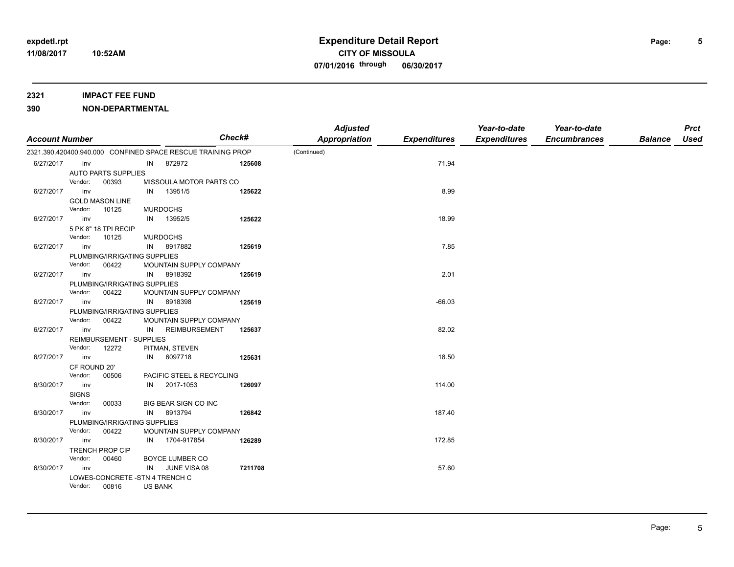**expdetl.rpt**
**11/08/2017 10:52AM**

# Expenditure Detail Report

**CITY OF MISSOULA**
**07/01/2016 through 06/30/2017**

**2321 IMPACT FEE FUND**
**390 NON-DEPARTMENTAL**

| Account Number | | | | Check# | Adjusted Appropriation | Expenditures | Year-to-date Expenditures | Year-to-date Encumbrances | Balance | Prct Used |
|---|---|---|---|---|---|---|---|---|---|---|
| 2321.390.420400.940.000 CONFINED SPACE RESCUE TRAINING PROP | | | | | (Continued) | | | | | |
| 6/27/2017 | inv | IN | 872972 | 125608 | | 71.94 | | | | |
| AUTO PARTS SUPPLIES | | | | | | | | | | |
| Vendor: 00393 | MISSOULA MOTOR PARTS CO | | | | | | | | | |
| 6/27/2017 | inv | IN | 13951/5 | 125622 | | 8.99 | | | | |
| GOLD MASON LINE | | | | | | | | | | |
| Vendor: 10125 | MURDOCHS | | | | | | | | | |
| 6/27/2017 | inv | IN | 13952/5 | 125622 | | 18.99 | | | | |
| 5 PK 8" 18 TPI RECIP | | | | | | | | | | |
| Vendor: 10125 | MURDOCHS | | | | | | | | | |
| 6/27/2017 | inv | IN | 8917882 | 125619 | | 7.85 | | | | |
| PLUMBING/IRRIGATING SUPPLIES | | | | | | | | | | |
| Vendor: 00422 | MOUNTAIN SUPPLY COMPANY | | | | | | | | | |
| 6/27/2017 | inv | IN | 8918392 | 125619 | | 2.01 | | | | |
| PLUMBING/IRRIGATING SUPPLIES | | | | | | | | | | |
| Vendor: 00422 | MOUNTAIN SUPPLY COMPANY | | | | | | | | | |
| 6/27/2017 | inv | IN | 8918398 | 125619 | | -66.03 | | | | |
| PLUMBING/IRRIGATING SUPPLIES | | | | | | | | | | |
| Vendor: 00422 | MOUNTAIN SUPPLY COMPANY | | | | | | | | | |
| 6/27/2017 | inv | IN | REIMBURSEMENT | 125637 | | 82.02 | | | | |
| REIMBURSEMENT - SUPPLIES | | | | | | | | | | |
| Vendor: 12272 | PITMAN, STEVEN | | | | | | | | | |
| 6/27/2017 | inv | IN | 6097718 | 125631 | | 18.50 | | | | |
| CF ROUND 20' | | | | | | | | | | |
| Vendor: 00506 | PACIFIC STEEL & RECYCLING | | | | | | | | | |
| 6/30/2017 | inv | IN | 2017-1053 | 126097 | | 114.00 | | | | |
| SIGNS | | | | | | | | | | |
| Vendor: 00033 | BIG BEAR SIGN CO INC | | | | | | | | | |
| 6/30/2017 | inv | IN | 8913794 | 126842 | | 187.40 | | | | |
| PLUMBING/IRRIGATING SUPPLIES | | | | | | | | | | |
| Vendor: 00422 | MOUNTAIN SUPPLY COMPANY | | | | | | | | | |
| 6/30/2017 | inv | IN | 1704-917854 | 126289 | | 172.85 | | | | |
| TRENCH PROP CIP | | | | | | | | | | |
| Vendor: 00460 | BOYCE LUMBER CO | | | | | | | | | |
| 6/30/2017 | inv | IN | JUNE VISA 08 | 7211708 | | 57.60 | | | | |
| LOWES-CONCRETE -STN 4 TRENCH C | | | | | | | | | | |
| Vendor: 00816 | US BANK | | | | | | | | | |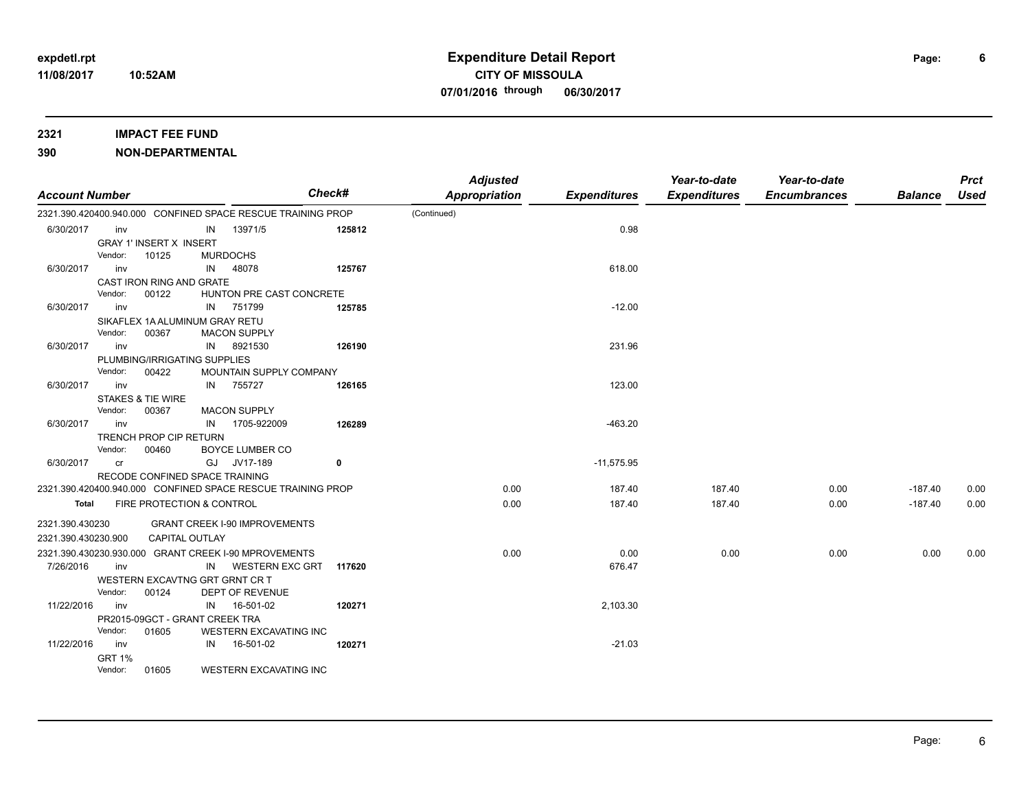**Expenditure Detail Report**
**CITY OF MISSOULA**
**07/01/2016 through 06/30/2017**

expdetl.rpt
11/08/2017 10:52AM

**2321 IMPACT FEE FUND**

**390 NON-DEPARTMENTAL**

| Account Number | | | | Check# | Adjusted Appropriation | Expenditures | Year-to-date Expenditures | Year-to-date Encumbrances | Balance | Prct Used |
|---|---|---|---|---|---|---|---|---|---|---|
| 2321.390.420400.940.000 CONFINED SPACE RESCUE TRAINING PROP | | | | | (Continued) | | | | | |
| 6/30/2017 | inv | IN | 13971/5 | 125812 | | 0.98 | | | | |
| GRAY 1' INSERT X INSERT | | | | | | | | | | |
| Vendor: 10125 | MURDOCHS | | | | | | | | | |
| 6/30/2017 | inv | IN | 48078 | 125767 | | 618.00 | | | | |
| CAST IRON RING AND GRATE | | | | | | | | | | |
| Vendor: 00122 | HUNTON PRE CAST CONCRETE | | | | | | | | | |
| 6/30/2017 | inv | IN | 751799 | 125785 | | -12.00 | | | | |
| SIKAFLEX 1A ALUMINUM GRAY RETU | | | | | | | | | | |
| Vendor: 00367 | MACON SUPPLY | | | | | | | | | |
| 6/30/2017 | inv | IN | 8921530 | 126190 | | 231.96 | | | | |
| PLUMBING/IRRIGATING SUPPLIES | | | | | | | | | | |
| Vendor: 00422 | MOUNTAIN SUPPLY COMPANY | | | | | | | | | |
| 6/30/2017 | inv | IN | 755727 | 126165 | | 123.00 | | | | |
| STAKES & TIE WIRE | | | | | | | | | | |
| Vendor: 00367 | MACON SUPPLY | | | | | | | | | |
| 6/30/2017 | inv | IN | 1705-922009 | 126289 | | -463.20 | | | | |
| TRENCH PROP CIP RETURN | | | | | | | | | | |
| Vendor: 00460 | BOYCE LUMBER CO | | | | | | | | | |
| 6/30/2017 | cr | GJ | JV17-189 | 0 | | -11,575.95 | | | | |
| RECODE CONFINED SPACE TRAINING | | | | | | | | | | |
| 2321.390.420400.940.000 CONFINED SPACE RESCUE TRAINING PROP | | | | | 0.00 | 187.40 | 187.40 | 0.00 | -187.40 | 0.00 |
| **Total** | FIRE PROTECTION & CONTROL | | | | 0.00 | 187.40 | 187.40 | 0.00 | -187.40 | 0.00 |
| 2321.390.430230 | GRANT CREEK I-90 IMPROVEMENTS | | | | | | | | | |
| 2321.390.430230.900 | CAPITAL OUTLAY | | | | | | | | | |
| 2321.390.430230.930.000 GRANT CREEK I-90 MPROVEMENTS | | | | | 0.00 | 0.00 | 0.00 | 0.00 | 0.00 | 0.00 |
| 7/26/2016 | inv | IN | WESTERN EXC GRT | 117620 | | 676.47 | | | | |
| WESTERN EXCAVTNG GRT GRNT CR T | | | | | | | | | | |
| Vendor: 00124 | DEPT OF REVENUE | | | | | | | | | |
| 11/22/2016 | inv | IN | 16-501-02 | 120271 | | 2,103.30 | | | | |
| PR2015-09GCT - GRANT CREEK TRA | | | | | | | | | | |
| Vendor: 01605 | WESTERN EXCAVATING INC | | | | | | | | | |
| 11/22/2016 | inv | IN | 16-501-02 | 120271 | | -21.03 | | | | |
| GRT 1% | | | | | | | | | | |
| Vendor: 01605 | WESTERN EXCAVATING INC | | | | | | | | | |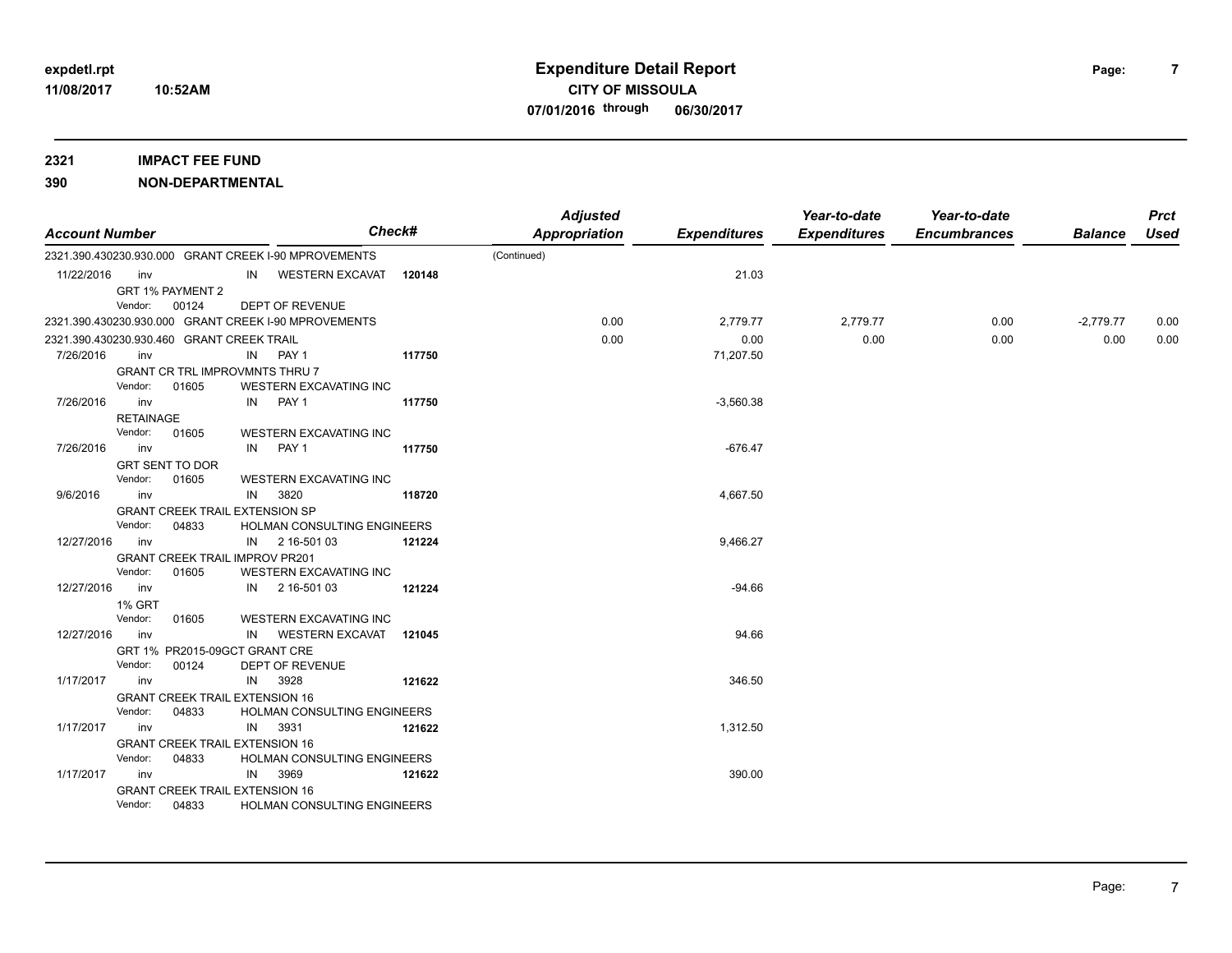# Expenditure Detail Report

**CITY OF MISSOULA**

**07/01/2016 through 06/30/2017**

expdetl.rpt
11/08/2017 10:52AM

**2321 IMPACT FEE FUND**

**390 NON-DEPARTMENTAL**

| Account Number | | | | Check# | Adjusted Appropriation | Expenditures | Year-to-date Expenditures | Year-to-date Encumbrances | Balance | Prct Used |
|---|---|---|---|---|---|---|---|---|---|---|
| 2321.390.430230.930.000 GRANT CREEK I-90 MPROVEMENTS | | | | | (Continued) | | | | | |
| 11/22/2016 | inv | IN | WESTERN EXCAVAT | 120148 | | 21.03 | | | | |
| GRT 1% PAYMENT 2 | | | | | | | | | | |
| Vendor: 00124 | | | DEPT OF REVENUE | | | | | | | |
| 2321.390.430230.930.000 GRANT CREEK I-90 MPROVEMENTS | | | | | 0.00 | 2,779.77 | 2,779.77 | 0.00 | -2,779.77 | 0.00 |
| 2321.390.430230.930.460 GRANT CREEK TRAIL | | | | | 0.00 | 0.00 | 0.00 | 0.00 | 0.00 | 0.00 |
| 7/26/2016 | inv | IN | PAY 1 | 117750 | | 71,207.50 | | | | |
| GRANT CR TRL IMPROVMNTS THRU 7 | | | | | | | | | | |
| Vendor: 01605 | | | WESTERN EXCAVATING INC | | | | | | | |
| 7/26/2016 | inv | IN | PAY 1 | 117750 | | -3,560.38 | | | | |
| RETAINAGE | | | | | | | | | | |
| Vendor: 01605 | | | WESTERN EXCAVATING INC | | | | | | | |
| 7/26/2016 | inv | IN | PAY 1 | 117750 | | -676.47 | | | | |
| GRT SENT TO DOR | | | | | | | | | | |
| Vendor: 01605 | | | WESTERN EXCAVATING INC | | | | | | | |
| 9/6/2016 | inv | IN | 3820 | 118720 | | 4,667.50 | | | | |
| GRANT CREEK TRAIL EXTENSION SP | | | | | | | | | | |
| Vendor: 04833 | | | HOLMAN CONSULTING ENGINEERS | | | | | | | |
| 12/27/2016 | inv | IN | 2 16-501 03 | 121224 | | 9,466.27 | | | | |
| GRANT CREEK TRAIL IMPROV PR201 | | | | | | | | | | |
| Vendor: 01605 | | | WESTERN EXCAVATING INC | | | | | | | |
| 12/27/2016 | inv | IN | 2 16-501 03 | 121224 | | -94.66 | | | | |
| 1% GRT | | | | | | | | | | |
| Vendor: 01605 | | | WESTERN EXCAVATING INC | | | | | | | |
| 12/27/2016 | inv | IN | WESTERN EXCAVAT | 121045 | | 94.66 | | | | |
| GRT 1% PR2015-09GCT GRANT CRE | | | | | | | | | | |
| Vendor: 00124 | | | DEPT OF REVENUE | | | | | | | |
| 1/17/2017 | inv | IN | 3928 | 121622 | | 346.50 | | | | |
| GRANT CREEK TRAIL EXTENSION 16 | | | | | | | | | | |
| Vendor: 04833 | | | HOLMAN CONSULTING ENGINEERS | | | | | | | |
| 1/17/2017 | inv | IN | 3931 | 121622 | | 1,312.50 | | | | |
| GRANT CREEK TRAIL EXTENSION 16 | | | | | | | | | | |
| Vendor: 04833 | | | HOLMAN CONSULTING ENGINEERS | | | | | | | |
| 1/17/2017 | inv | IN | 3969 | 121622 | | 390.00 | | | | |
| GRANT CREEK TRAIL EXTENSION 16 | | | | | | | | | | |
| Vendor: 04833 | | | HOLMAN CONSULTING ENGINEERS | | | | | | | |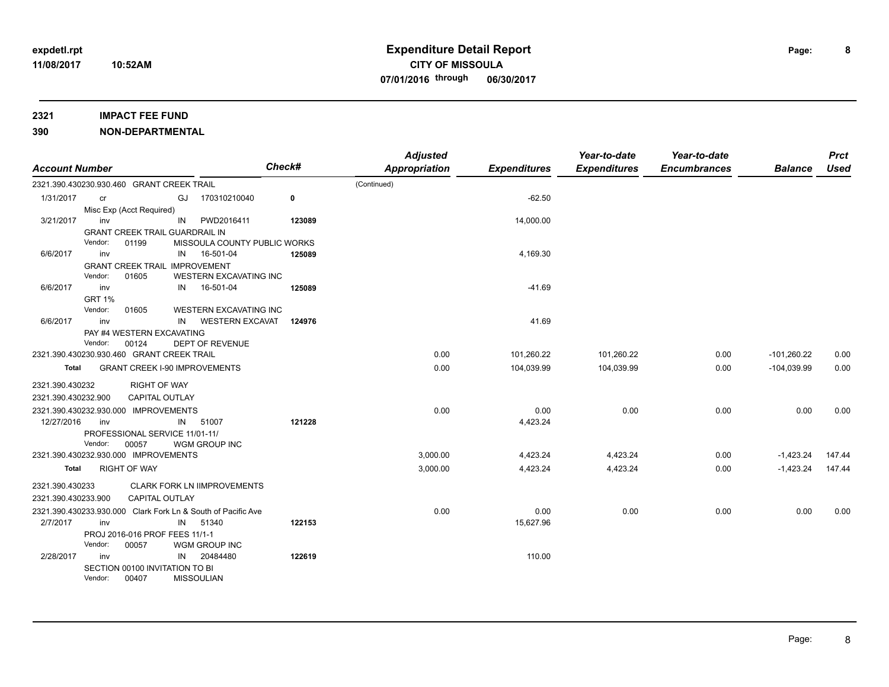# Expenditure Detail Report

**CITY OF MISSOULA**

**07/01/2016 through 06/30/2017**

**2321 IMPACT FEE FUND**

**390 NON-DEPARTMENTAL**

| Account Number | | | | Check# | Adjusted Appropriation | Expenditures | Year-to-date Expenditures | Year-to-date Encumbrances | Balance | Prct Used |
|---|---|---|---|---|---|---|---|---|---|---|
| 2321.390.430230.930.460 GRANT CREEK TRAIL | | | | | (Continued) | | | | | |
| 1/31/2017 | cr | GJ | 170310210040 | 0 | | -62.50 | | | | |
| | Misc Exp (Acct Required) | | | | | | | | | |
| 3/21/2017 | inv | IN | PWD2016411 | 123089 | | 14,000.00 | | | | |
| | GRANT CREEK TRAIL GUARDRAIL IN | | | | | | | | | |
| | Vendor: 01199 | | MISSOULA COUNTY PUBLIC WORKS | | | | | | | |
| 6/6/2017 | inv | IN | 16-501-04 | 125089 | | 4,169.30 | | | | |
| | GRANT CREEK TRAIL IMPROVEMENT | | | | | | | | | |
| | Vendor: 01605 | | WESTERN EXCAVATING INC | | | | | | | |
| 6/6/2017 | inv | IN | 16-501-04 | 125089 | | -41.69 | | | | |
| | GRT 1% | | | | | | | | | |
| | Vendor: 01605 | | WESTERN EXCAVATING INC | | | | | | | |
| 6/6/2017 | inv | IN | WESTERN EXCAVAT | 124976 | | 41.69 | | | | |
| | PAY #4 WESTERN EXCAVATING | | | | | | | | | |
| | Vendor: 00124 | | DEPT OF REVENUE | | | | | | | |
| 2321.390.430230.930.460 GRANT CREEK TRAIL | | | | | 0.00 | 101,260.22 | 101,260.22 | 0.00 | -101,260.22 | 0.00 |
| **Total** | GRANT CREEK I-90 IMPROVEMENTS | | | | 0.00 | 104,039.99 | 104,039.99 | 0.00 | -104,039.99 | 0.00 |
| 2321.390.430232 | RIGHT OF WAY | | | | | | | | | |
| 2321.390.430232.900 | CAPITAL OUTLAY | | | | | | | | | |
| 2321.390.430232.930.000 IMPROVEMENTS | | | | | 0.00 | 0.00 | 0.00 | 0.00 | 0.00 | 0.00 |
| 12/27/2016 | inv | IN | 51007 | 121228 | | 4,423.24 | | | | |
| | PROFESSIONAL SERVICE 11/01-11/ | | | | | | | | | |
| | Vendor: 00057 | | WGM GROUP INC | | | | | | | |
| 2321.390.430232.930.000 IMPROVEMENTS | | | | | 3,000.00 | 4,423.24 | 4,423.24 | 0.00 | -1,423.24 | 147.44 |
| **Total** | RIGHT OF WAY | | | | 3,000.00 | 4,423.24 | 4,423.24 | 0.00 | -1,423.24 | 147.44 |
| 2321.390.430233 | CLARK FORK LN IIMPROVEMENTS | | | | | | | | | |
| 2321.390.430233.900 | CAPITAL OUTLAY | | | | | | | | | |
| 2321.390.430233.930.000 Clark Fork Ln & South of Pacific Ave | | | | | 0.00 | 0.00 | 0.00 | 0.00 | 0.00 | 0.00 |
| 2/7/2017 | inv | IN | 51340 | 122153 | | 15,627.96 | | | | |
| | PROJ 2016-016 PROF FEES 11/1-1 | | | | | | | | | |
| | Vendor: 00057 | | WGM GROUP INC | | | | | | | |
| 2/28/2017 | inv | IN | 20484480 | 122619 | | 110.00 | | | | |
| | SECTION 00100 INVITATION TO BI | | | | | | | | | |
| | Vendor: 00407 | | MISSOULIAN | | | | | | | |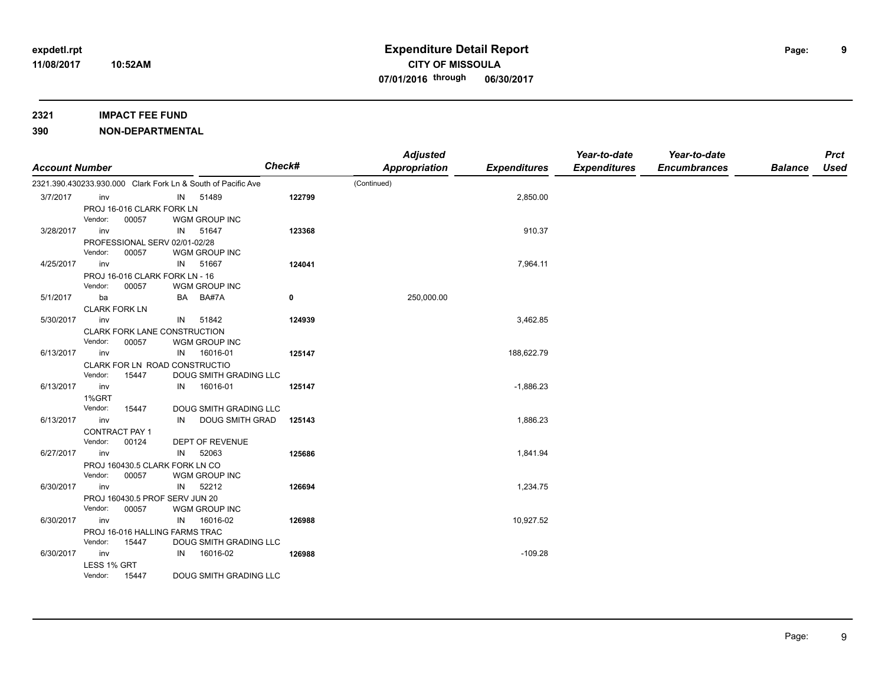**Expenditure Detail Report**
**CITY OF MISSOULA**
**07/01/2016 through 06/30/2017**

expdetl.rpt
11/08/2017 10:52AM

**2321 IMPACT FEE FUND**

**390 NON-DEPARTMENTAL**

| Account Number | | | | Check# | Adjusted Appropriation | Expenditures | Year-to-date Expenditures | Year-to-date Encumbrances | Balance | Prct Used |
|---|---|---|---|---|---|---|---|---|---|---|
| 2321.390.430233.930.000 Clark Fork Ln & South of Pacific Ave | | | | | (Continued) | | | | | |
| 3/7/2017 | inv | IN | 51489 | 122799 | | 2,850.00 | | | | |
| | PROJ 16-016 CLARK FORK LN<br>Vendor: 00057 WGM GROUP INC | | | | | | | | | |
| 3/28/2017 | inv | IN | 51647 | 123368 | | 910.37 | | | | |
| | PROFESSIONAL SERV 02/01-02/28<br>Vendor: 00057 WGM GROUP INC | | | | | | | | | |
| 4/25/2017 | inv | IN | 51667 | 124041 | | 7,964.11 | | | | |
| | PROJ 16-016 CLARK FORK LN - 16<br>Vendor: 00057 WGM GROUP INC | | | | | | | | | |
| 5/1/2017 | ba | BA | BA#7A | 0 | 250,000.00 | | | | | |
| | CLARK FORK LN | | | | | | | | | |
| 5/30/2017 | inv | IN | 51842 | 124939 | | 3,462.85 | | | | |
| | CLARK FORK LANE CONSTRUCTION<br>Vendor: 00057 WGM GROUP INC | | | | | | | | | |
| 6/13/2017 | inv | IN | 16016-01 | 125147 | | 188,622.79 | | | | |
| | CLARK FOR LN ROAD CONSTRUCTIO<br>Vendor: 15447 DOUG SMITH GRADING LLC | | | | | | | | | |
| 6/13/2017 | inv | IN | 16016-01 | 125147 | | -1,886.23 | | | | |
| | 1%GRT<br>Vendor: 15447 DOUG SMITH GRADING LLC | | | | | | | | | |
| 6/13/2017 | inv | IN | DOUG SMITH GRAD | 125143 | | 1,886.23 | | | | |
| | CONTRACT PAY 1<br>Vendor: 00124 DEPT OF REVENUE | | | | | | | | | |
| 6/27/2017 | inv | IN | 52063 | 125686 | | 1,841.94 | | | | |
| | PROJ 160430.5 CLARK FORK LN CO<br>Vendor: 00057 WGM GROUP INC | | | | | | | | | |
| 6/30/2017 | inv | IN | 52212 | 126694 | | 1,234.75 | | | | |
| | PROJ 160430.5 PROF SERV JUN 20<br>Vendor: 00057 WGM GROUP INC | | | | | | | | | |
| 6/30/2017 | inv | IN | 16016-02 | 126988 | | 10,927.52 | | | | |
| | PROJ 16-016 HALLING FARMS TRAC<br>Vendor: 15447 DOUG SMITH GRADING LLC | | | | | | | | | |
| 6/30/2017 | inv | IN | 16016-02 | 126988 | | -109.28 | | | | |
| | LESS 1% GRT<br>Vendor: 15447 DOUG SMITH GRADING LLC | | | | | | | | | |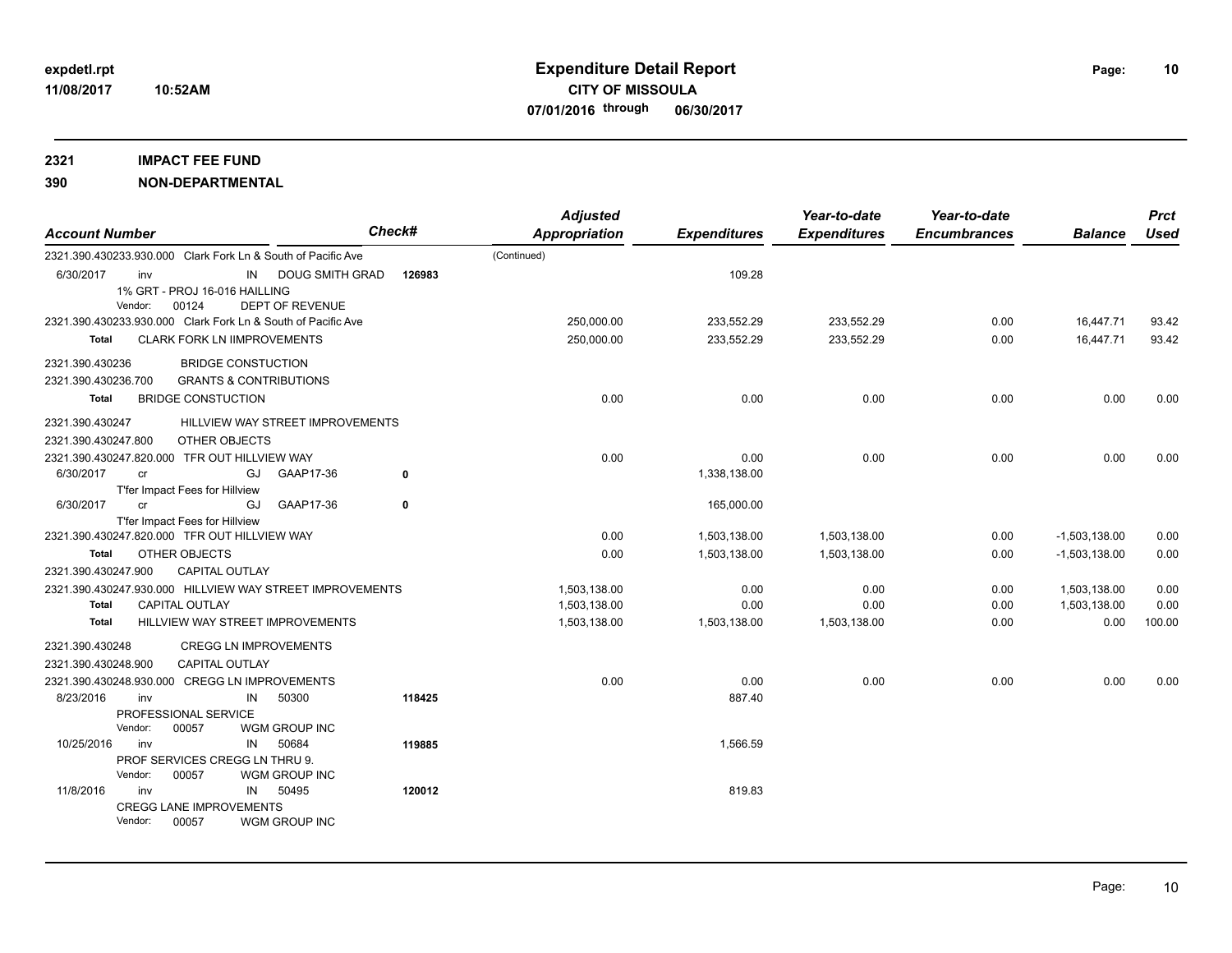# Expenditure Detail Report

**CITY OF MISSOULA**

**07/01/2016 through 06/30/2017**

**2321 IMPACT FEE FUND**

**390 NON-DEPARTMENTAL**

| Account Number | Check# | Adjusted Appropriation | Expenditures | Year-to-date Expenditures | Year-to-date Encumbrances | Balance | Prct Used |
|---|---|---|---|---|---|---|---|
| 2321.390.430233.930.000 Clark Fork Ln & South of Pacific Ave | | (Continued) | | | | | |
| 6/30/2017 inv IN DOUG SMITH GRAD<br>1% GRT - PROJ 16-016 HAILLING<br>Vendor: 00124 DEPT OF REVENUE | 126983 | | 109.28 | | | | |
| 2321.390.430233.930.000 Clark Fork Ln & South of Pacific Ave | | 250,000.00 | 233,552.29 | 233,552.29 | 0.00 | 16,447.71 | 93.42 |
| **Total** CLARK FORK LN IIMPROVEMENTS | | 250,000.00 | 233,552.29 | 233,552.29 | 0.00 | 16,447.71 | 93.42 |
| 2321.390.430236 BRIDGE CONSTUCTION | | | | | | | |
| 2321.390.430236.700 GRANTS & CONTRIBUTIONS | | | | | | | |
| **Total** BRIDGE CONSTUCTION | | 0.00 | 0.00 | 0.00 | 0.00 | 0.00 | 0.00 |
| 2321.390.430247 HILLVIEW WAY STREET IMPROVEMENTS | | | | | | | |
| 2321.390.430247.800 OTHER OBJECTS | | | | | | | |
| 2321.390.430247.820.000 TFR OUT HILLVIEW WAY | | 0.00 | 0.00 | 0.00 | 0.00 | 0.00 | 0.00 |
| 6/30/2017 cr GJ GAAP17-36<br>T'fer Impact Fees for Hillview | 0 | | 1,338,138.00 | | | | |
| 6/30/2017 cr GJ GAAP17-36<br>T'fer Impact Fees for Hillview | 0 | | 165,000.00 | | | | |
| 2321.390.430247.820.000 TFR OUT HILLVIEW WAY | | 0.00 | 1,503,138.00 | 1,503,138.00 | 0.00 | -1,503,138.00 | 0.00 |
| **Total** OTHER OBJECTS | | 0.00 | 1,503,138.00 | 1,503,138.00 | 0.00 | -1,503,138.00 | 0.00 |
| 2321.390.430247.900 CAPITAL OUTLAY | | | | | | | |
| 2321.390.430247.930.000 HILLVIEW WAY STREET IMPROVEMENTS | | 1,503,138.00 | 0.00 | 0.00 | 0.00 | 1,503,138.00 | 0.00 |
| **Total** CAPITAL OUTLAY | | 1,503,138.00 | 0.00 | 0.00 | 0.00 | 1,503,138.00 | 0.00 |
| **Total** HILLVIEW WAY STREET IMPROVEMENTS | | 1,503,138.00 | 1,503,138.00 | 1,503,138.00 | 0.00 | 0.00 | 100.00 |
| 2321.390.430248 CREGG LN IMPROVEMENTS | | | | | | | |
| 2321.390.430248.900 CAPITAL OUTLAY | | | | | | | |
| 2321.390.430248.930.000 CREGG LN IMPROVEMENTS | | 0.00 | 0.00 | 0.00 | 0.00 | 0.00 | 0.00 |
| 8/23/2016 inv IN 50300<br>PROFESSIONAL SERVICE<br>Vendor: 00057 WGM GROUP INC | 118425 | | 887.40 | | | | |
| 10/25/2016 inv IN 50684<br>PROF SERVICES CREGG LN THRU 9.<br>Vendor: 00057 WGM GROUP INC | 119885 | | 1,566.59 | | | | |
| 11/8/2016 inv IN 50495<br>CREGG LANE IMPROVEMENTS<br>Vendor: 00057 WGM GROUP INC | 120012 | | 819.83 | | | | |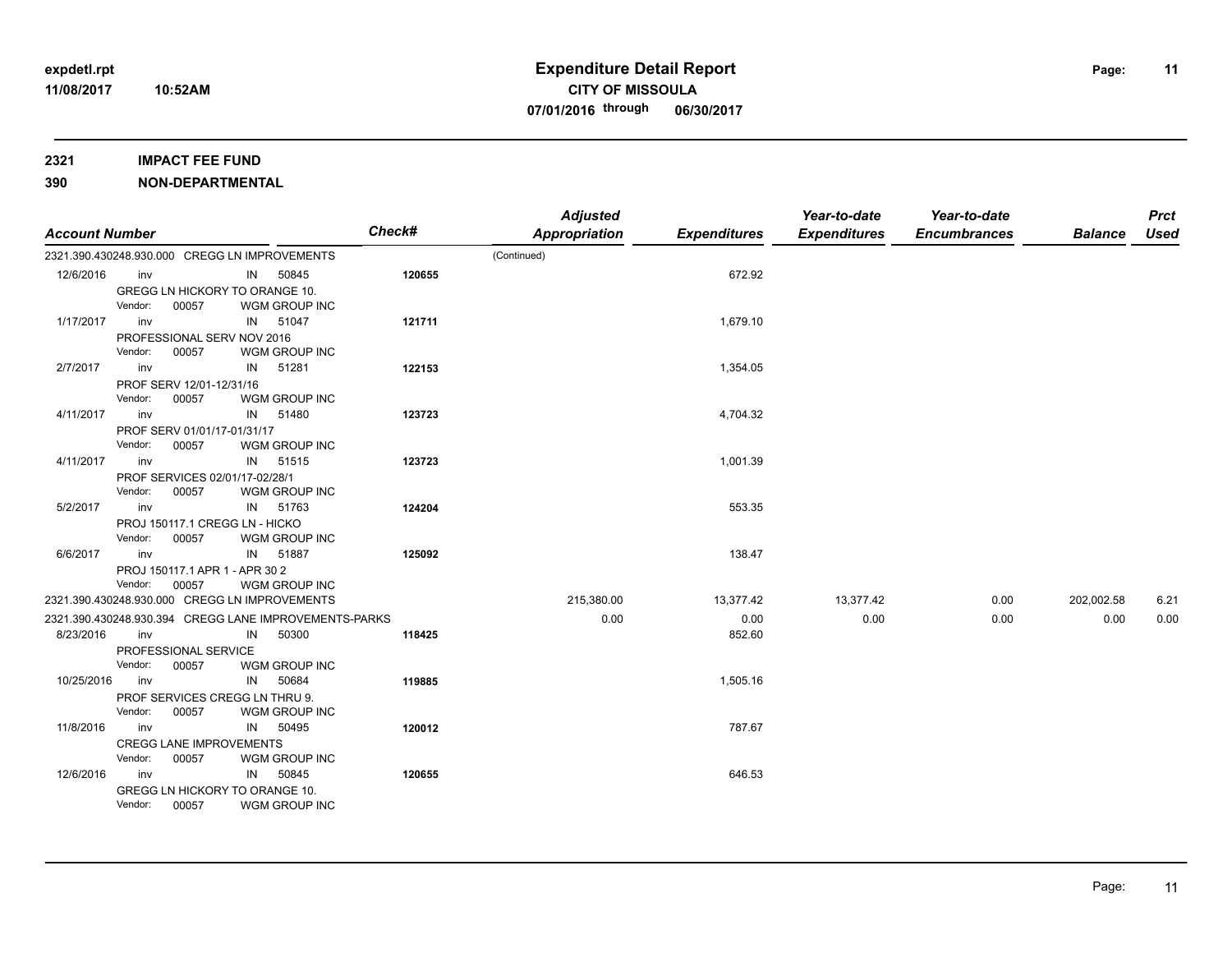# Expenditure Detail Report

**CITY OF MISSOULA**

**07/01/2016 through 06/30/2017**

expdetl.rpt
11/08/2017 10:52AM

**2321 IMPACT FEE FUND**

**390 NON-DEPARTMENTAL**

| Account Number | | | Check# | Adjusted Appropriation | Expenditures | Year-to-date Expenditures | Year-to-date Encumbrances | Balance | Prct Used |
|---|---|---|---|---|---|---|---|---|---|
| 2321.390.430248.930.000 CREGG LN IMPROVEMENTS | | | | (Continued) | | | | | |
| 12/6/2016 | inv | IN 50845 | 120655 | | 672.92 | | | | |
| | GREGG LN HICKORY TO ORANGE 10. Vendor: 00057 WGM GROUP INC | | | | | | | | |
| 1/17/2017 | inv | IN 51047 | 121711 | | 1,679.10 | | | | |
| | PROFESSIONAL SERV NOV 2016 Vendor: 00057 WGM GROUP INC | | | | | | | | |
| 2/7/2017 | inv | IN 51281 | 122153 | | 1,354.05 | | | | |
| | PROF SERV 12/01-12/31/16 Vendor: 00057 WGM GROUP INC | | | | | | | | |
| 4/11/2017 | inv | IN 51480 | 123723 | | 4,704.32 | | | | |
| | PROF SERV 01/01/17-01/31/17 Vendor: 00057 WGM GROUP INC | | | | | | | | |
| 4/11/2017 | inv | IN 51515 | 123723 | | 1,001.39 | | | | |
| | PROF SERVICES 02/01/17-02/28/1 Vendor: 00057 WGM GROUP INC | | | | | | | | |
| 5/2/2017 | inv | IN 51763 | 124204 | | 553.35 | | | | |
| | PROJ 150117.1 CREGG LN - HICKO Vendor: 00057 WGM GROUP INC | | | | | | | | |
| 6/6/2017 | inv | IN 51887 | 125092 | | 138.47 | | | | |
| | PROJ 150117.1 APR 1 - APR 30 2 Vendor: 00057 WGM GROUP INC | | | | | | | | |
| 2321.390.430248.930.000 CREGG LN IMPROVEMENTS | | | | 215,380.00 | 13,377.42 | 13,377.42 | 0.00 | 202,002.58 | 6.21 |
| 2321.390.430248.930.394 CREGG LANE IMPROVEMENTS-PARKS | | | | 0.00 | 0.00 | 0.00 | 0.00 | 0.00 | 0.00 |
| 8/23/2016 | inv | IN 50300 | 118425 | | 852.60 | | | | |
| | PROFESSIONAL SERVICE Vendor: 00057 WGM GROUP INC | | | | | | | | |
| 10/25/2016 | inv | IN 50684 | 119885 | | 1,505.16 | | | | |
| | PROF SERVICES CREGG LN THRU 9. Vendor: 00057 WGM GROUP INC | | | | | | | | |
| 11/8/2016 | inv | IN 50495 | 120012 | | 787.67 | | | | |
| | CREGG LANE IMPROVEMENTS Vendor: 00057 WGM GROUP INC | | | | | | | | |
| 12/6/2016 | inv | IN 50845 | 120655 | | 646.53 | | | | |
| | GREGG LN HICKORY TO ORANGE 10. Vendor: 00057 WGM GROUP INC | | | | | | | | |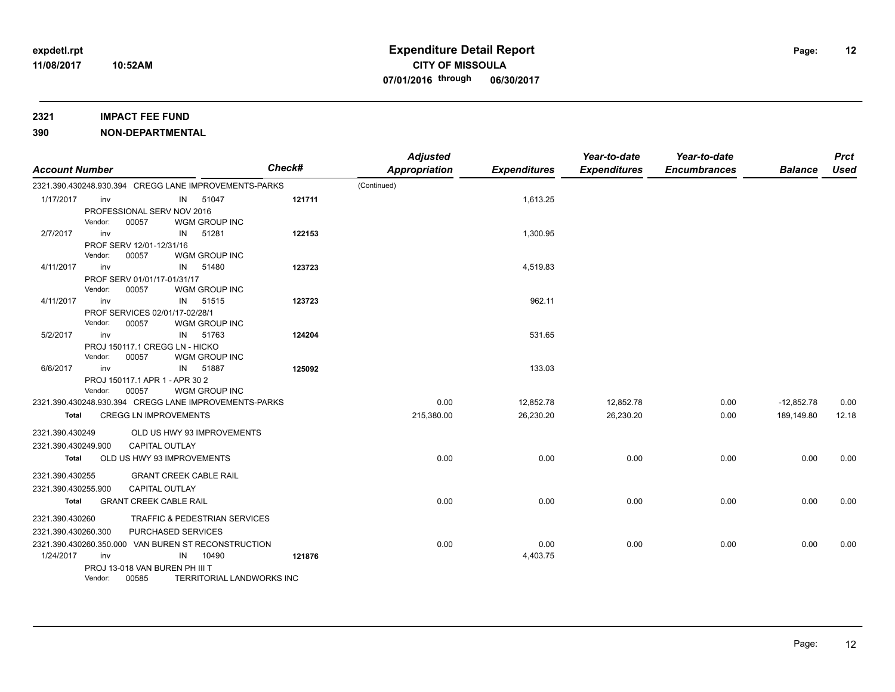# Expenditure Detail Report

**CITY OF MISSOULA**

**07/01/2016 through 06/30/2017**

expdetl.rpt
11/08/2017 10:52AM

**2321 IMPACT FEE FUND**

**390 NON-DEPARTMENTAL**

| Account Number | | | Check# | Adjusted Appropriation | Expenditures | Year-to-date Expenditures | Year-to-date Encumbrances | Balance | Prct Used |
|---|---|---|---|---|---|---|---|---|---|
| 2321.390.430248.930.394 CREGG LANE IMPROVEMENTS-PARKS | | | | (Continued) | | | | | |
| 1/17/2017 | inv | IN 51047 | 121711 | | 1,613.25 | | | | |
| | PROFESSIONAL SERV NOV 2016 | | | | | | | | |
| | Vendor: 00057 | WGM GROUP INC | | | | | | | |
| 2/7/2017 | inv | IN 51281 | 122153 | | 1,300.95 | | | | |
| | PROF SERV 12/01-12/31/16 | | | | | | | | |
| | Vendor: 00057 | WGM GROUP INC | | | | | | | |
| 4/11/2017 | inv | IN 51480 | 123723 | | 4,519.83 | | | | |
| | PROF SERV 01/01/17-01/31/17 | | | | | | | | |
| | Vendor: 00057 | WGM GROUP INC | | | | | | | |
| 4/11/2017 | inv | IN 51515 | 123723 | | 962.11 | | | | |
| | PROF SERVICES 02/01/17-02/28/1 | | | | | | | | |
| | Vendor: 00057 | WGM GROUP INC | | | | | | | |
| 5/2/2017 | inv | IN 51763 | 124204 | | 531.65 | | | | |
| | PROJ 150117.1 CREGG LN - HICKO | | | | | | | | |
| | Vendor: 00057 | WGM GROUP INC | | | | | | | |
| 6/6/2017 | inv | IN 51887 | 125092 | | 133.03 | | | | |
| | PROJ 150117.1 APR 1 - APR 30 2 | | | | | | | | |
| | Vendor: 00057 | WGM GROUP INC | | | | | | | |
| 2321.390.430248.930.394 CREGG LANE IMPROVEMENTS-PARKS | | | | 0.00 | 12,852.78 | 12,852.78 | 0.00 | -12,852.78 | 0.00 |
| **Total** | CREGG LN IMPROVEMENTS | | | 215,380.00 | 26,230.20 | 26,230.20 | 0.00 | 189,149.80 | 12.18 |
| 2321.390.430249 | OLD US HWY 93 IMPROVEMENTS | | | | | | | | |
| 2321.390.430249.900 | CAPITAL OUTLAY | | | | | | | | |
| **Total** | OLD US HWY 93 IMPROVEMENTS | | | 0.00 | 0.00 | 0.00 | 0.00 | 0.00 | 0.00 |
| 2321.390.430255 | GRANT CREEK CABLE RAIL | | | | | | | | |
| 2321.390.430255.900 | CAPITAL OUTLAY | | | | | | | | |
| **Total** | GRANT CREEK CABLE RAIL | | | 0.00 | 0.00 | 0.00 | 0.00 | 0.00 | 0.00 |
| 2321.390.430260 | TRAFFIC & PEDESTRIAN SERVICES | | | | | | | | |
| 2321.390.430260.300 | PURCHASED SERVICES | | | | | | | | |
| 2321.390.430260.350.000 VAN BUREN ST RECONSTRUCTION | | | | 0.00 | 0.00 | 0.00 | 0.00 | 0.00 | 0.00 |
| 1/24/2017 | inv | IN 10490 | 121876 | | 4,403.75 | | | | |
| | PROJ 13-018 VAN BUREN PH III T | | | | | | | | |
| | Vendor: 00585 | TERRITORIAL LANDWORKS INC | | | | | | | |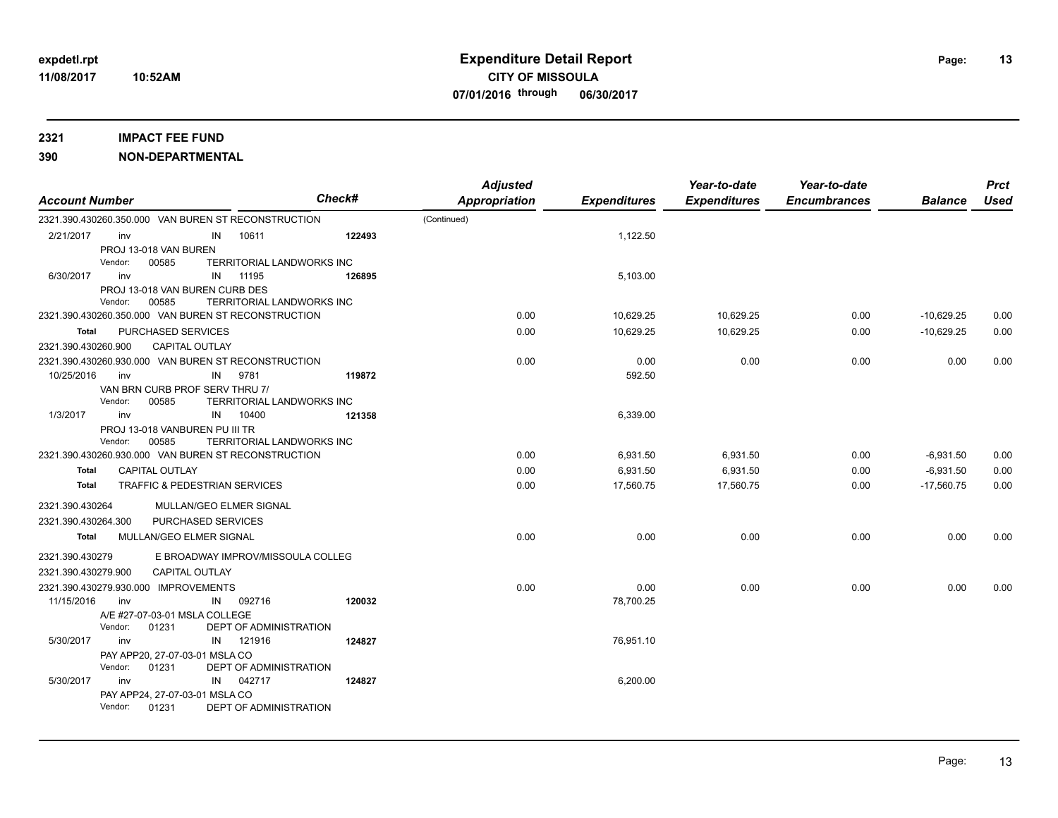**expdetl.rpt**
**11/08/2017 10:52AM**

# Expenditure Detail Report
## CITY OF MISSOULA
**07/01/2016 through 06/30/2017**

**2321 IMPACT FEE FUND**
**390 NON-DEPARTMENTAL**

| Account Number | | | | Check# | Adjusted Appropriation | Expenditures | Year-to-date Expenditures | Year-to-date Encumbrances | Balance | Prct Used |
|---|---|---|---|---|---|---|---|---|---|---|
| 2321.390.430260.350.000 VAN BUREN ST RECONSTRUCTION | | | | | (Continued) | | | | | |
| 2/21/2017 | inv | IN | 10611 | 122493 | | 1,122.50 | | | | |
| PROJ 13-018 VAN BUREN | | | | | | | | | | |
| Vendor: 00585 | TERRITORIAL LANDWORKS INC | | | | | | | | | |
| 6/30/2017 | inv | IN | 11195 | 126895 | | 5,103.00 | | | | |
| PROJ 13-018 VAN BUREN CURB DES | | | | | | | | | | |
| Vendor: 00585 | TERRITORIAL LANDWORKS INC | | | | | | | | | |
| 2321.390.430260.350.000 VAN BUREN ST RECONSTRUCTION | | | | | 0.00 | 10,629.25 | 10,629.25 | 0.00 | -10,629.25 | 0.00 |
| **Total** | PURCHASED SERVICES | | | | 0.00 | 10,629.25 | 10,629.25 | 0.00 | -10,629.25 | 0.00 |
| 2321.390.430260.900 | CAPITAL OUTLAY | | | | | | | | | |
| 2321.390.430260.930.000 VAN BUREN ST RECONSTRUCTION | | | | | 0.00 | 0.00 | 0.00 | 0.00 | 0.00 | 0.00 |
| 10/25/2016 | inv | IN | 9781 | 119872 | | 592.50 | | | | |
| VAN BRN CURB PROF SERV THRU 7/ | | | | | | | | | | |
| Vendor: 00585 | TERRITORIAL LANDWORKS INC | | | | | | | | | |
| 1/3/2017 | inv | IN | 10400 | 121358 | | 6,339.00 | | | | |
| PROJ 13-018 VANBUREN PU III TR | | | | | | | | | | |
| Vendor: 00585 | TERRITORIAL LANDWORKS INC | | | | | | | | | |
| 2321.390.430260.930.000 VAN BUREN ST RECONSTRUCTION | | | | | 0.00 | 6,931.50 | 6,931.50 | 0.00 | -6,931.50 | 0.00 |
| **Total** | CAPITAL OUTLAY | | | | 0.00 | 6,931.50 | 6,931.50 | 0.00 | -6,931.50 | 0.00 |
| **Total** | TRAFFIC & PEDESTRIAN SERVICES | | | | 0.00 | 17,560.75 | 17,560.75 | 0.00 | -17,560.75 | 0.00 |
| 2321.390.430264 | MULLAN/GEO ELMER SIGNAL | | | | | | | | | |
| 2321.390.430264.300 | PURCHASED SERVICES | | | | | | | | | |
| **Total** | MULLAN/GEO ELMER SIGNAL | | | | 0.00 | 0.00 | 0.00 | 0.00 | 0.00 | 0.00 |
| 2321.390.430279 | E BROADWAY IMPROV/MISSOULA COLLEG | | | | | | | | | |
| 2321.390.430279.900 | CAPITAL OUTLAY | | | | | | | | | |
| 2321.390.430279.930.000 IMPROVEMENTS | | | | | 0.00 | 0.00 | 0.00 | 0.00 | 0.00 | 0.00 |
| 11/15/2016 | inv | IN | 092716 | 120032 | | 78,700.25 | | | | |
| A/E #27-07-03-01 MSLA COLLEGE | | | | | | | | | | |
| Vendor: 01231 | DEPT OF ADMINISTRATION | | | | | | | | | |
| 5/30/2017 | inv | IN | 121916 | 124827 | | 76,951.10 | | | | |
| PAY APP20, 27-07-03-01 MSLA CO | | | | | | | | | | |
| Vendor: 01231 | DEPT OF ADMINISTRATION | | | | | | | | | |
| 5/30/2017 | inv | IN | 042717 | 124827 | | 6,200.00 | | | | |
| PAY APP24, 27-07-03-01 MSLA CO | | | | | | | | | | |
| Vendor: 01231 | DEPT OF ADMINISTRATION | | | | | | | | | |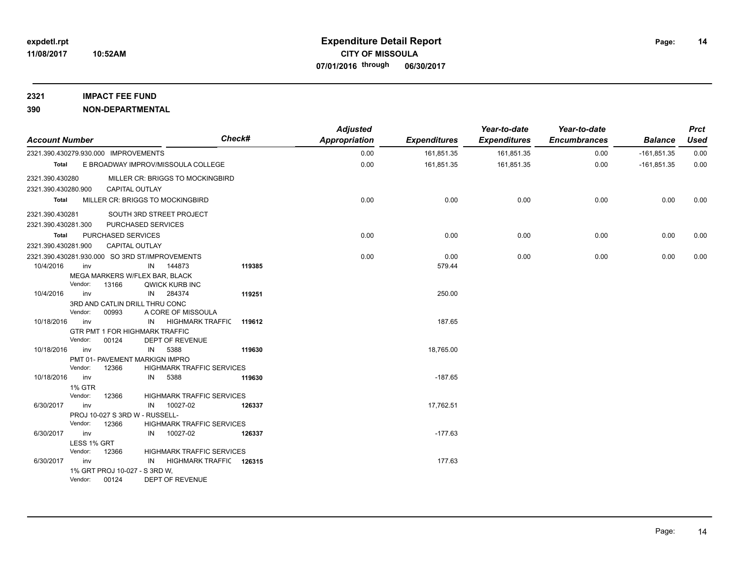**expdetl.rpt**
**11/08/2017 10:52AM**

# Expenditure Detail Report

**CITY OF MISSOULA**
**07/01/2016 through 06/30/2017**

**2321 IMPACT FEE FUND**
**390 NON-DEPARTMENTAL**

| Account Number | | | Check# | Adjusted Appropriation | Expenditures | Year-to-date Expenditures | Year-to-date Encumbrances | Balance | Prct Used |
|---|---|---|---|---|---|---|---|---|---|
| 2321.390.430279.930.000 IMPROVEMENTS | | | | 0.00 | 161,851.35 | 161,851.35 | 0.00 | -161,851.35 | 0.00 |
| **Total** | E BROADWAY IMPROV/MISSOULA COLLEGE | | | 0.00 | 161,851.35 | 161,851.35 | 0.00 | -161,851.35 | 0.00 |
| 2321.390.430280 | MILLER CR: BRIGGS TO MOCKINGBIRD | | | | | | | | |
| 2321.390.430280.900 | CAPITAL OUTLAY | | | | | | | | |
| **Total** | MILLER CR: BRIGGS TO MOCKINGBIRD | | | 0.00 | 0.00 | 0.00 | 0.00 | 0.00 | 0.00 |
| 2321.390.430281 | SOUTH 3RD STREET PROJECT | | | | | | | | |
| 2321.390.430281.300 | PURCHASED SERVICES | | | | | | | | |
| **Total** | PURCHASED SERVICES | | | 0.00 | 0.00 | 0.00 | 0.00 | 0.00 | 0.00 |
| 2321.390.430281.900 | CAPITAL OUTLAY | | | | | | | | |
| 2321.390.430281.930.000 SO 3RD ST/IMPROVEMENTS | | | | 0.00 | 0.00 | 0.00 | 0.00 | 0.00 | 0.00 |
| 10/4/2016 | inv | IN 144873 | 119385 | | 579.44 | | | | |
| | MEGA MARKERS W/FLEX BAR, BLACK | | | | | | | | |
| | Vendor: 13166 | QWICK KURB INC | | | | | | | |
| 10/4/2016 | inv | IN 284374 | 119251 | | 250.00 | | | | |
| | 3RD AND CATLIN DRILL THRU CONC | | | | | | | | |
| | Vendor: 00993 | A CORE OF MISSOULA | | | | | | | |
| 10/18/2016 | inv | IN HIGHMARK TRAFFIC | 119612 | | 187.65 | | | | |
| | GTR PMT 1 FOR HIGHMARK TRAFFIC | | | | | | | | |
| | Vendor: 00124 | DEPT OF REVENUE | | | | | | | |
| 10/18/2016 | inv | IN 5388 | 119630 | | 18,765.00 | | | | |
| | PMT 01- PAVEMENT MARKIGN IMPRO | | | | | | | | |
| | Vendor: 12366 | HIGHMARK TRAFFIC SERVICES | | | | | | | |
| 10/18/2016 | inv | IN 5388 | 119630 | | -187.65 | | | | |
| | 1% GTR | | | | | | | | |
| | Vendor: 12366 | HIGHMARK TRAFFIC SERVICES | | | | | | | |
| 6/30/2017 | inv | IN 10027-02 | 126337 | | 17,762.51 | | | | |
| | PROJ 10-027 S 3RD W - RUSSELL- | | | | | | | | |
| | Vendor: 12366 | HIGHMARK TRAFFIC SERVICES | | | | | | | |
| 6/30/2017 | inv | IN 10027-02 | 126337 | | -177.63 | | | | |
| | LESS 1% GRT | | | | | | | | |
| | Vendor: 12366 | HIGHMARK TRAFFIC SERVICES | | | | | | | |
| 6/30/2017 | inv | IN HIGHMARK TRAFFIC | 126315 | | 177.63 | | | | |
| | 1% GRT PROJ 10-027 - S 3RD W, | | | | | | | | |
| | Vendor: 00124 | DEPT OF REVENUE | | | | | | | |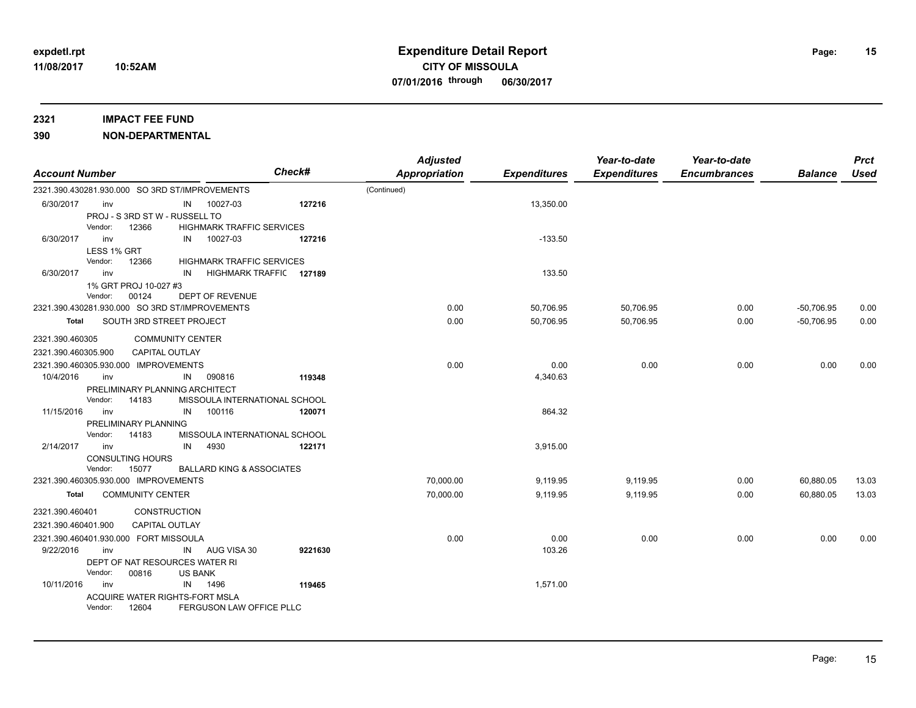# Expenditure Detail Report

**CITY OF MISSOULA**

**07/01/2016 through 06/30/2017**

**2321 IMPACT FEE FUND**

**390 NON-DEPARTMENTAL**

| Account Number | | | Check# | Adjusted Appropriation | Expenditures | Year-to-date Expenditures | Year-to-date Encumbrances | Balance | Prct Used |
|---|---|---|---|---|---|---|---|---|---|
| 2321.390.430281.930.000 SO 3RD ST/IMPROVEMENTS | | | | (Continued) | | | | | |
| 6/30/2017 | inv | IN 10027-03 | 127216 | | 13,350.00 | | | | |
| | PROJ - S 3RD ST W - RUSSELL TO | | | | | | | | |
| | Vendor: 12366 | HIGHMARK TRAFFIC SERVICES | | | | | | | |
| 6/30/2017 | inv | IN 10027-03 | 127216 | | -133.50 | | | | |
| | LESS 1% GRT | | | | | | | | |
| | Vendor: 12366 | HIGHMARK TRAFFIC SERVICES | | | | | | | |
| 6/30/2017 | inv | IN HIGHMARK TRAFFIC | 127189 | | 133.50 | | | | |
| | 1% GRT PROJ 10-027 #3 | | | | | | | | |
| | Vendor: 00124 | DEPT OF REVENUE | | | | | | | |
| 2321.390.430281.930.000 SO 3RD ST/IMPROVEMENTS | | | | 0.00 | 50,706.95 | 50,706.95 | 0.00 | -50,706.95 | 0.00 |
| **Total** | SOUTH 3RD STREET PROJECT | | | 0.00 | 50,706.95 | 50,706.95 | 0.00 | -50,706.95 | 0.00 |
| 2321.390.460305 | COMMUNITY CENTER | | | | | | | | |
| 2321.390.460305.900 | CAPITAL OUTLAY | | | | | | | | |
| 2321.390.460305.930.000 IMPROVEMENTS | | | | 0.00 | 0.00 | 0.00 | 0.00 | 0.00 | 0.00 |
| 10/4/2016 | inv | IN 090816 | 119348 | | 4,340.63 | | | | |
| | PRELIMINARY PLANNING ARCHITECT | | | | | | | | |
| | Vendor: 14183 | MISSOULA INTERNATIONAL SCHOOL | | | | | | | |
| 11/15/2016 | inv | IN 100116 | 120071 | | 864.32 | | | | |
| | PRELIMINARY PLANNING | | | | | | | | |
| | Vendor: 14183 | MISSOULA INTERNATIONAL SCHOOL | | | | | | | |
| 2/14/2017 | inv | IN 4930 | 122171 | | 3,915.00 | | | | |
| | CONSULTING HOURS | | | | | | | | |
| | Vendor: 15077 | BALLARD KING & ASSOCIATES | | | | | | | |
| 2321.390.460305.930.000 IMPROVEMENTS | | | | 70,000.00 | 9,119.95 | 9,119.95 | 0.00 | 60,880.05 | 13.03 |
| **Total** | COMMUNITY CENTER | | | 70,000.00 | 9,119.95 | 9,119.95 | 0.00 | 60,880.05 | 13.03 |
| 2321.390.460401 | CONSTRUCTION | | | | | | | | |
| 2321.390.460401.900 | CAPITAL OUTLAY | | | | | | | | |
| 2321.390.460401.930.000 FORT MISSOULA | | | | 0.00 | 0.00 | 0.00 | 0.00 | 0.00 | 0.00 |
| 9/22/2016 | inv | IN AUG VISA 30 | 9221630 | | 103.26 | | | | |
| | DEPT OF NAT RESOURCES WATER RI | | | | | | | | |
| | Vendor: 00816 | US BANK | | | | | | | |
| 10/11/2016 | inv | IN 1496 | 119465 | | 1,571.00 | | | | |
| | ACQUIRE WATER RIGHTS-FORT MSLA | | | | | | | | |
| | Vendor: 12604 | FERGUSON LAW OFFICE PLLC | | | | | | | |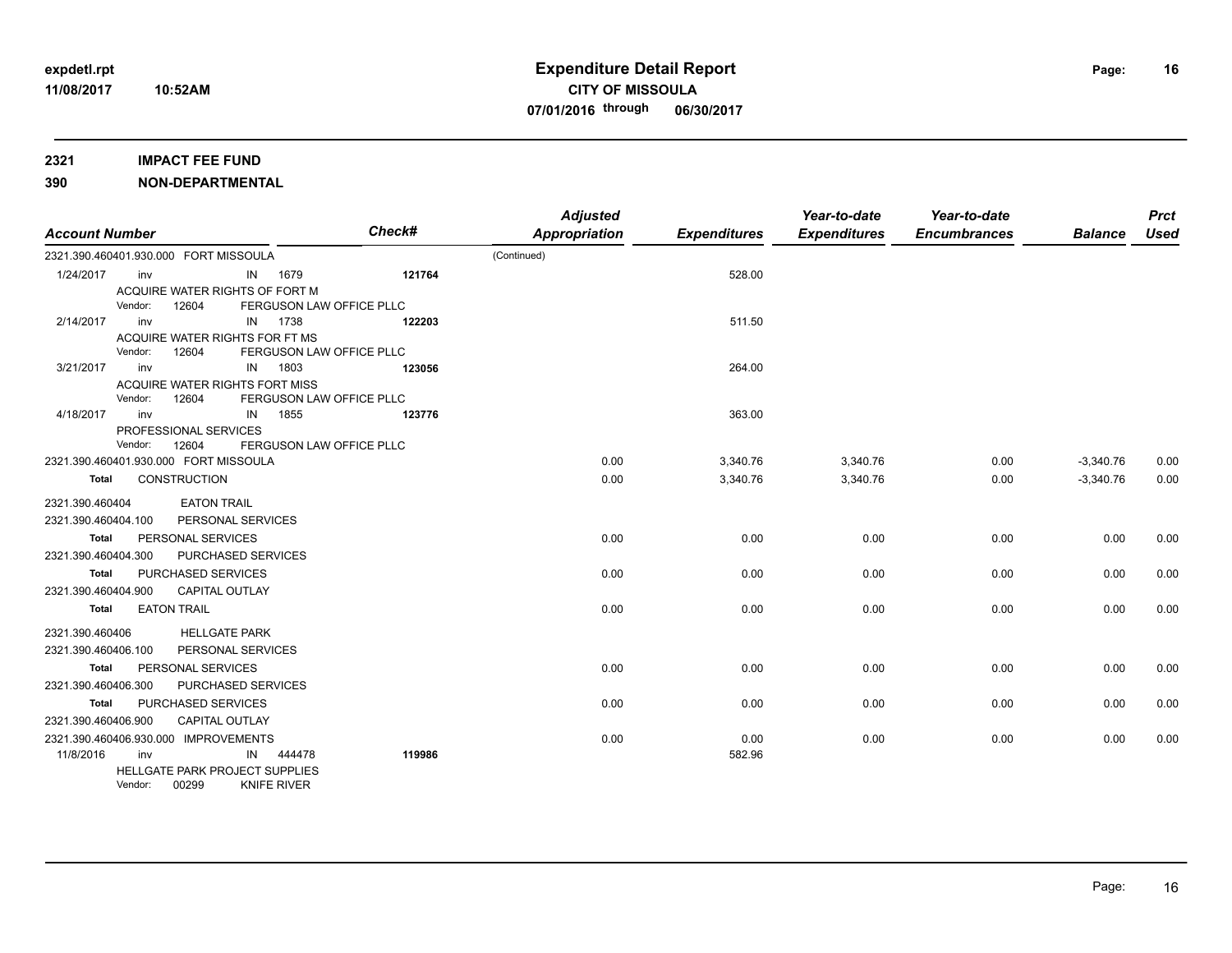# Expenditure Detail Report
**CITY OF MISSOULA**
**07/01/2016 through 06/30/2017**

expdetl.rpt
11/08/2017 10:52AM

**2321 IMPACT FEE FUND**
**390 NON-DEPARTMENTAL**

| Account Number | | | Check# | Adjusted Appropriation | Expenditures | Year-to-date Expenditures | Year-to-date Encumbrances | Balance | Prct Used |
|---|---|---|---|---|---|---|---|---|---|
| 2321.390.460401.930.000 FORT MISSOULA | | | | (Continued) | | | | | |
| 1/24/2017 | inv | IN 1679 | 121764 | | 528.00 | | | | |
| | ACQUIRE WATER RIGHTS OF FORT M | | | | | | | | |
| | Vendor: 12604 | FERGUSON LAW OFFICE PLLC | | | | | | | |
| 2/14/2017 | inv | IN 1738 | 122203 | | 511.50 | | | | |
| | ACQUIRE WATER RIGHTS FOR FT MS | | | | | | | | |
| | Vendor: 12604 | FERGUSON LAW OFFICE PLLC | | | | | | | |
| 3/21/2017 | inv | IN 1803 | 123056 | | 264.00 | | | | |
| | ACQUIRE WATER RIGHTS FORT MISS | | | | | | | | |
| | Vendor: 12604 | FERGUSON LAW OFFICE PLLC | | | | | | | |
| 4/18/2017 | inv | IN 1855 | 123776 | | 363.00 | | | | |
| | PROFESSIONAL SERVICES | | | | | | | | |
| | Vendor: 12604 | FERGUSON LAW OFFICE PLLC | | | | | | | |
| 2321.390.460401.930.000 FORT MISSOULA | | | | 0.00 | 3,340.76 | 3,340.76 | 0.00 | -3,340.76 | 0.00 |
| **Total** | CONSTRUCTION | | | 0.00 | 3,340.76 | 3,340.76 | 0.00 | -3,340.76 | 0.00 |
| 2321.390.460404 | EATON TRAIL | | | | | | | | |
| 2321.390.460404.100 | PERSONAL SERVICES | | | | | | | | |
| **Total** | PERSONAL SERVICES | | | 0.00 | 0.00 | 0.00 | 0.00 | 0.00 | 0.00 |
| 2321.390.460404.300 | PURCHASED SERVICES | | | | | | | | |
| **Total** | PURCHASED SERVICES | | | 0.00 | 0.00 | 0.00 | 0.00 | 0.00 | 0.00 |
| 2321.390.460404.900 | CAPITAL OUTLAY | | | | | | | | |
| **Total** | EATON TRAIL | | | 0.00 | 0.00 | 0.00 | 0.00 | 0.00 | 0.00 |
| 2321.390.460406 | HELLGATE PARK | | | | | | | | |
| 2321.390.460406.100 | PERSONAL SERVICES | | | | | | | | |
| **Total** | PERSONAL SERVICES | | | 0.00 | 0.00 | 0.00 | 0.00 | 0.00 | 0.00 |
| 2321.390.460406.300 | PURCHASED SERVICES | | | | | | | | |
| **Total** | PURCHASED SERVICES | | | 0.00 | 0.00 | 0.00 | 0.00 | 0.00 | 0.00 |
| 2321.390.460406.900 | CAPITAL OUTLAY | | | | | | | | |
| 2321.390.460406.930.000 IMPROVEMENTS | | | | 0.00 | 0.00 | 0.00 | 0.00 | 0.00 | 0.00 |
| 11/8/2016 | inv | IN 444478 | 119986 | | 582.96 | | | | |
| | HELLGATE PARK PROJECT SUPPLIES | | | | | | | | |
| | Vendor: 00299 | KNIFE RIVER | | | | | | | |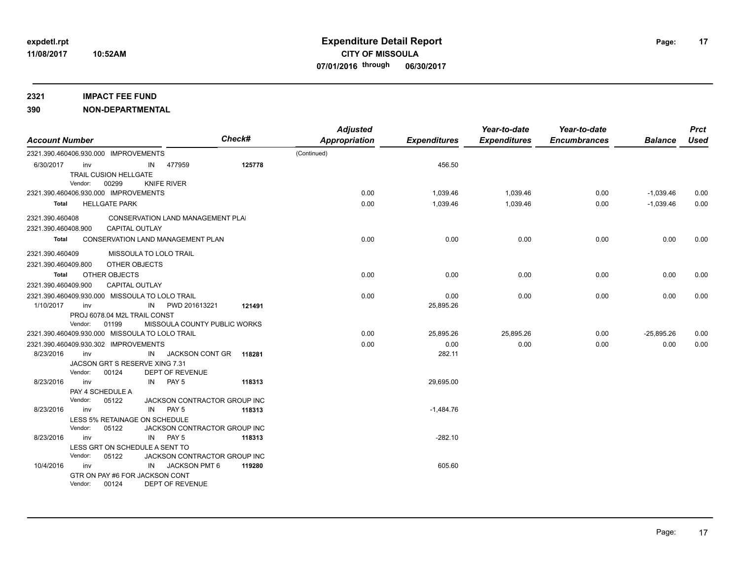# Expenditure Detail Report

**CITY OF MISSOULA**

**07/01/2016 through 06/30/2017**

**2321 IMPACT FEE FUND**

**390 NON-DEPARTMENTAL**

| Account Number | | | Check# | Adjusted Appropriation | Expenditures | Year-to-date Expenditures | Year-to-date Encumbrances | Balance | Prct Used |
|---|---|---|---|---|---|---|---|---|---|
| 2321.390.460406.930.000 IMPROVEMENTS | | | | (Continued) | | | | | |
| 6/30/2017 | inv | IN 477959 | 125778 | | 456.50 | | | | |
| | TRAIL CUSION HELLGATE | | | | | | | | |
| | Vendor: 00299 | KNIFE RIVER | | | | | | | |
| 2321.390.460406.930.000 IMPROVEMENTS | | | | 0.00 | 1,039.46 | 1,039.46 | 0.00 | -1,039.46 | 0.00 |
| **Total** | HELLGATE PARK | | | 0.00 | 1,039.46 | 1,039.46 | 0.00 | -1,039.46 | 0.00 |
| 2321.390.460408 | CONSERVATION LAND MANAGEMENT PLAI | | | | | | | | |
| 2321.390.460408.900 | CAPITAL OUTLAY | | | | | | | | |
| **Total** | CONSERVATION LAND MANAGEMENT PLAN | | | 0.00 | 0.00 | 0.00 | 0.00 | 0.00 | 0.00 |
| 2321.390.460409 | MISSOULA TO LOLO TRAIL | | | | | | | | |
| 2321.390.460409.800 | OTHER OBJECTS | | | | | | | | |
| **Total** | OTHER OBJECTS | | | 0.00 | 0.00 | 0.00 | 0.00 | 0.00 | 0.00 |
| 2321.390.460409.900 | CAPITAL OUTLAY | | | | | | | | |
| 2321.390.460409.930.000 MISSOULA TO LOLO TRAIL | | | | 0.00 | 0.00 | 0.00 | 0.00 | 0.00 | 0.00 |
| 1/10/2017 | inv | IN PWD 201613221 | 121491 | | 25,895.26 | | | | |
| | PROJ 6078.04 M2L TRAIL CONST | | | | | | | | |
| | Vendor: 01199 | MISSOULA COUNTY PUBLIC WORKS | | | | | | | |
| 2321.390.460409.930.000 MISSOULA TO LOLO TRAIL | | | | 0.00 | 25,895.26 | 25,895.26 | 0.00 | -25,895.26 | 0.00 |
| 2321.390.460409.930.302 IMPROVEMENTS | | | | 0.00 | 0.00 | 0.00 | 0.00 | 0.00 | 0.00 |
| 8/23/2016 | inv | IN JACKSON CONT GR | 118281 | | 282.11 | | | | |
| | JACSON GRT S RESERVE XING 7.31 | | | | | | | | |
| | Vendor: 00124 | DEPT OF REVENUE | | | | | | | |
| 8/23/2016 | inv | IN PAY 5 | 118313 | | 29,695.00 | | | | |
| | PAY 4 SCHEDULE A | | | | | | | | |
| | Vendor: 05122 | JACKSON CONTRACTOR GROUP INC | | | | | | | |
| 8/23/2016 | inv | IN PAY 5 | 118313 | | -1,484.76 | | | | |
| | LESS 5% RETAINAGE ON SCHEDULE | | | | | | | | |
| | Vendor: 05122 | JACKSON CONTRACTOR GROUP INC | | | | | | | |
| 8/23/2016 | inv | IN PAY 5 | 118313 | | -282.10 | | | | |
| | LESS GRT ON SCHEDULE A SENT TO | | | | | | | | |
| | Vendor: 05122 | JACKSON CONTRACTOR GROUP INC | | | | | | | |
| 10/4/2016 | inv | IN JACKSON PMT 6 | 119280 | | 605.60 | | | | |
| | GTR ON PAY #6 FOR JACKSON CONT | | | | | | | | |
| | Vendor: 00124 | DEPT OF REVENUE | | | | | | | |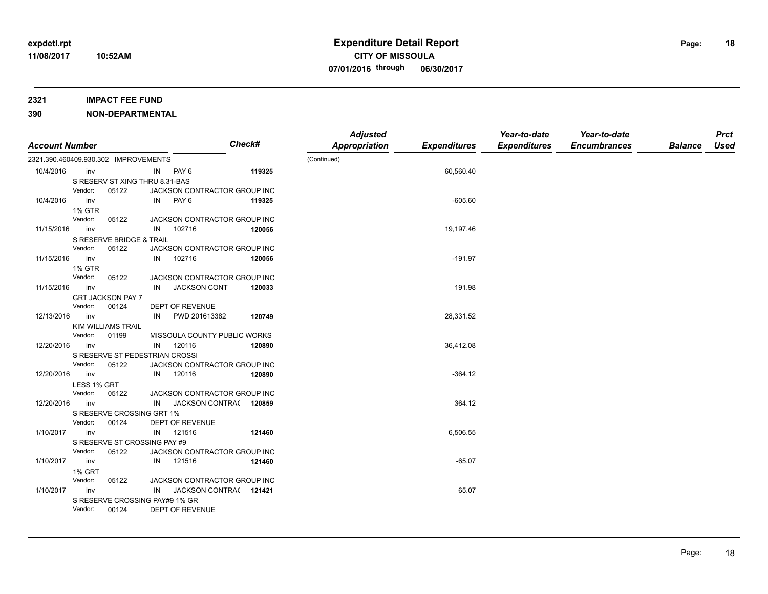# Expenditure Detail Report

**CITY OF MISSOULA**

**07/01/2016 through 06/30/2017**

**2321 IMPACT FEE FUND**

**390 NON-DEPARTMENTAL**

| Account Number | | | | Check# | Adjusted Appropriation | Expenditures | Year-to-date Expenditures | Year-to-date Encumbrances | Balance | Prct Used |
|---|---|---|---|---|---|---|---|---|---|---|
| 2321.390.460409.930.302 IMPROVEMENTS | | | | | (Continued) | | | | | |
| 10/4/2016 | inv | IN | PAY 6 | 119325 | | 60,560.40 | | | | |
| | S RESERV ST XING THRU 8.31-BAS | | | | | | | | | |
| | Vendor: 05122 | | JACKSON CONTRACTOR GROUP INC | | | | | | | |
| 10/4/2016 | inv | IN | PAY 6 | 119325 | | -605.60 | | | | |
| | 1% GTR | | | | | | | | | |
| | Vendor: 05122 | | JACKSON CONTRACTOR GROUP INC | | | | | | | |
| 11/15/2016 | inv | IN | 102716 | 120056 | | 19,197.46 | | | | |
| | S RESERVE BRIDGE & TRAIL | | | | | | | | | |
| | Vendor: 05122 | | JACKSON CONTRACTOR GROUP INC | | | | | | | |
| 11/15/2016 | inv | IN | 102716 | 120056 | | -191.97 | | | | |
| | 1% GTR | | | | | | | | | |
| | Vendor: 05122 | | JACKSON CONTRACTOR GROUP INC | | | | | | | |
| 11/15/2016 | inv | IN | JACKSON CONT | 120033 | | 191.98 | | | | |
| | GRT JACKSON PAY 7 | | | | | | | | | |
| | Vendor: 00124 | | DEPT OF REVENUE | | | | | | | |
| 12/13/2016 | inv | IN | PWD 201613382 | 120749 | | 28,331.52 | | | | |
| | KIM WILLIAMS TRAIL | | | | | | | | | |
| | Vendor: 01199 | | MISSOULA COUNTY PUBLIC WORKS | | | | | | | |
| 12/20/2016 | inv | IN | 120116 | 120890 | | 36,412.08 | | | | |
| | S RESERVE ST PEDESTRIAN CROSSI | | | | | | | | | |
| | Vendor: 05122 | | JACKSON CONTRACTOR GROUP INC | | | | | | | |
| 12/20/2016 | inv | IN | 120116 | 120890 | | -364.12 | | | | |
| | LESS 1% GRT | | | | | | | | | |
| | Vendor: 05122 | | JACKSON CONTRACTOR GROUP INC | | | | | | | |
| 12/20/2016 | inv | IN | JACKSON CONTRAC | 120859 | | 364.12 | | | | |
| | S RESERVE CROSSING GRT 1% | | | | | | | | | |
| | Vendor: 00124 | | DEPT OF REVENUE | | | | | | | |
| 1/10/2017 | inv | IN | 121516 | 121460 | | 6,506.55 | | | | |
| | S RESERVE ST CROSSING PAY #9 | | | | | | | | | |
| | Vendor: 05122 | | JACKSON CONTRACTOR GROUP INC | | | | | | | |
| 1/10/2017 | inv | IN | 121516 | 121460 | | -65.07 | | | | |
| | 1% GRT | | | | | | | | | |
| | Vendor: 05122 | | JACKSON CONTRACTOR GROUP INC | | | | | | | |
| 1/10/2017 | inv | IN | JACKSON CONTRAC | 121421 | | 65.07 | | | | |
| | S RESERVE CROSSING PAY#9 1% GR | | | | | | | | | |
| | Vendor: 00124 | | DEPT OF REVENUE | | | | | | | |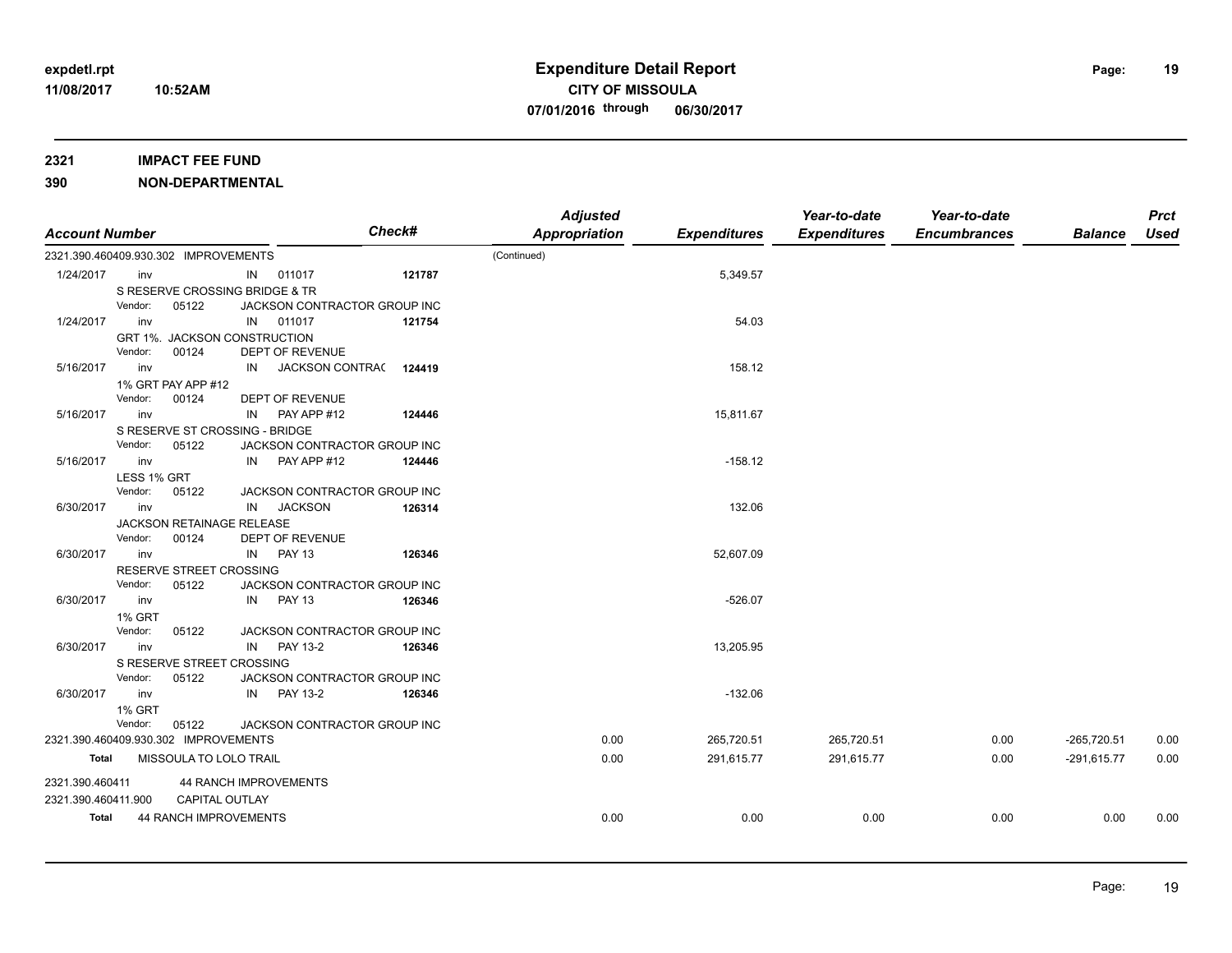**2321 IMPACT FEE FUND**

**390 NON-DEPARTMENTAL**

| Account Number | | | Check# | Adjusted Appropriation | Expenditures | Year-to-date Expenditures | Year-to-date Encumbrances | Balance | Prct Used |
|---|---|---|---|---|---|---|---|---|---|
| 2321.390.460409.930.302 IMPROVEMENTS | | | | (Continued) | | | | | |
| 1/24/2017 | inv | IN 011017 | 121787 | | 5,349.57 | | | | |
| | S RESERVE CROSSING BRIDGE & TR | | | | | | | | |
| | Vendor: 05122 | JACKSON CONTRACTOR GROUP INC | | | | | | | |
| 1/24/2017 | inv | IN 011017 | 121754 | | 54.03 | | | | |
| | GRT 1%. JACKSON CONSTRUCTION | | | | | | | | |
| | Vendor: 00124 | DEPT OF REVENUE | | | | | | | |
| 5/16/2017 | inv | IN JACKSON CONTRAC | 124419 | | 158.12 | | | | |
| | 1% GRT PAY APP #12 | | | | | | | | |
| | Vendor: 00124 | DEPT OF REVENUE | | | | | | | |
| 5/16/2017 | inv | IN PAY APP #12 | 124446 | | 15,811.67 | | | | |
| | S RESERVE ST CROSSING - BRIDGE | | | | | | | | |
| | Vendor: 05122 | JACKSON CONTRACTOR GROUP INC | | | | | | | |
| 5/16/2017 | inv | IN PAY APP #12 | 124446 | | -158.12 | | | | |
| | LESS 1% GRT | | | | | | | | |
| | Vendor: 05122 | JACKSON CONTRACTOR GROUP INC | | | | | | | |
| 6/30/2017 | inv | IN JACKSON | 126314 | | 132.06 | | | | |
| | JACKSON RETAINAGE RELEASE | | | | | | | | |
| | Vendor: 00124 | DEPT OF REVENUE | | | | | | | |
| 6/30/2017 | inv | IN PAY 13 | 126346 | | 52,607.09 | | | | |
| | RESERVE STREET CROSSING | | | | | | | | |
| | Vendor: 05122 | JACKSON CONTRACTOR GROUP INC | | | | | | | |
| 6/30/2017 | inv | IN PAY 13 | 126346 | | -526.07 | | | | |
| | 1% GRT | | | | | | | | |
| | Vendor: 05122 | JACKSON CONTRACTOR GROUP INC | | | | | | | |
| 6/30/2017 | inv | IN PAY 13-2 | 126346 | | 13,205.95 | | | | |
| | S RESERVE STREET CROSSING | | | | | | | | |
| | Vendor: 05122 | JACKSON CONTRACTOR GROUP INC | | | | | | | |
| 6/30/2017 | inv | IN PAY 13-2 | 126346 | | -132.06 | | | | |
| | 1% GRT | | | | | | | | |
| | Vendor: 05122 | JACKSON CONTRACTOR GROUP INC | | | | | | | |
| 2321.390.460409.930.302 IMPROVEMENTS | | | | 0.00 | 265,720.51 | 265,720.51 | 0.00 | -265,720.51 | 0.00 |
| **Total** | MISSOULA TO LOLO TRAIL | | | 0.00 | 291,615.77 | 291,615.77 | 0.00 | -291,615.77 | 0.00 |
| 2321.390.460411 | 44 RANCH IMPROVEMENTS | | | | | | | | |
| 2321.390.460411.900 | CAPITAL OUTLAY | | | | | | | | |
| **Total** | 44 RANCH IMPROVEMENTS | | | 0.00 | 0.00 | 0.00 | 0.00 | 0.00 | 0.00 |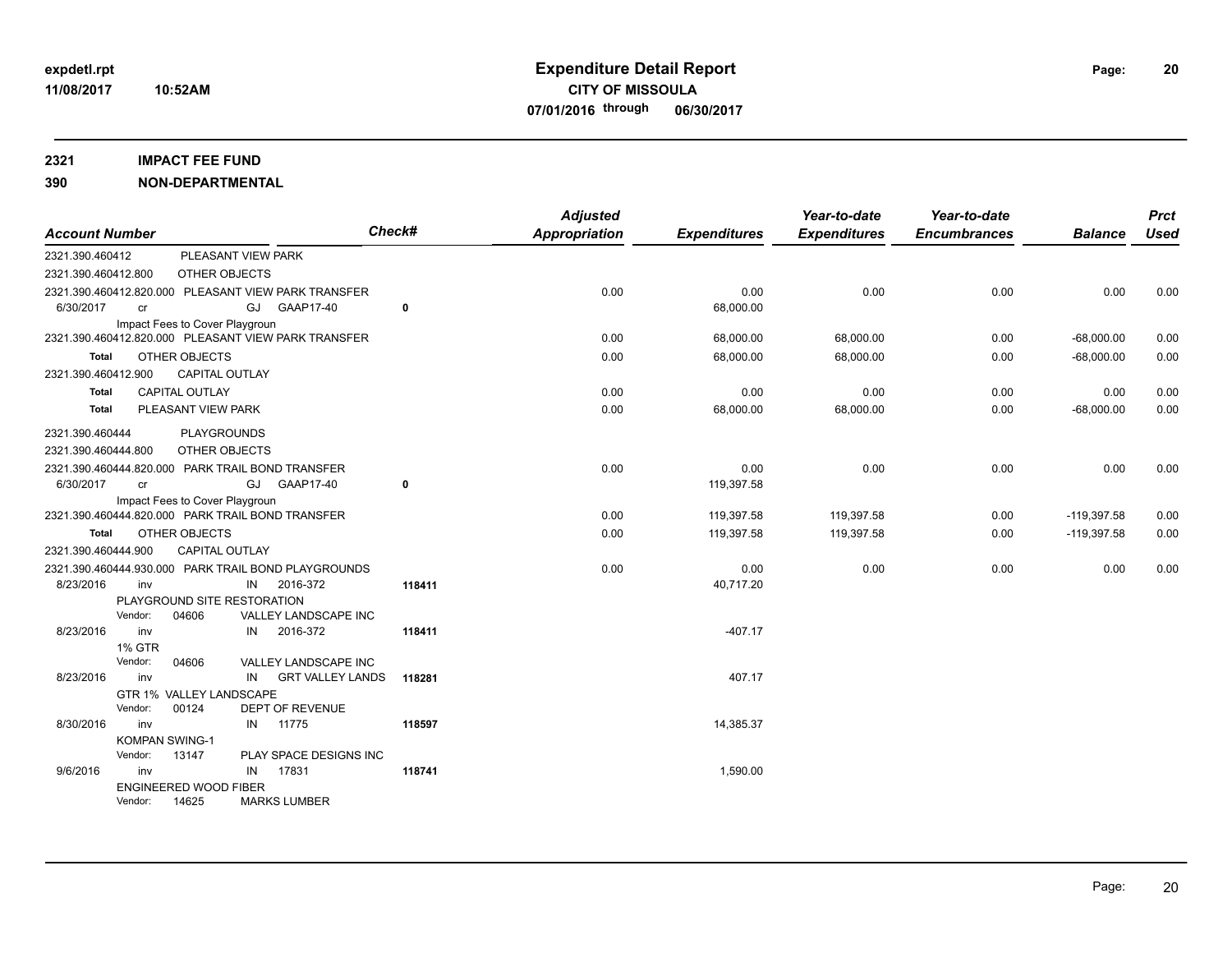# Expenditure Detail Report

**CITY OF MISSOULA**

**07/01/2016 through 06/30/2017**

expdetl.rpt
11/08/2017 10:52AM

**2321 IMPACT FEE FUND**

**390 NON-DEPARTMENTAL**

| Account Number | | Check# | Adjusted Appropriation | Expenditures | Year-to-date Expenditures | Year-to-date Encumbrances | Balance | Prct Used |
|---|---|---|---|---|---|---|---|---|
| 2321.390.460412 | PLEASANT VIEW PARK | | | | | | | |
| 2321.390.460412.800 | OTHER OBJECTS | | | | | | | |
| 2321.390.460412.820.000 PLEASANT VIEW PARK TRANSFER | | | 0.00 | 0.00 | 0.00 | 0.00 | 0.00 | 0.00 |
| 6/30/2017 cr | GJ GAAP17-40 Impact Fees to Cover Playgroun | 0 | | 68,000.00 | | | | |
| 2321.390.460412.820.000 PLEASANT VIEW PARK TRANSFER | | | 0.00 | 68,000.00 | 68,000.00 | 0.00 | -68,000.00 | 0.00 |
| **Total** | OTHER OBJECTS | | 0.00 | 68,000.00 | 68,000.00 | 0.00 | -68,000.00 | 0.00 |
| 2321.390.460412.900 | CAPITAL OUTLAY | | | | | | | |
| **Total** | CAPITAL OUTLAY | | 0.00 | 0.00 | 0.00 | 0.00 | 0.00 | 0.00 |
| **Total** | PLEASANT VIEW PARK | | 0.00 | 68,000.00 | 68,000.00 | 0.00 | -68,000.00 | 0.00 |
| 2321.390.460444 | PLAYGROUNDS | | | | | | | |
| 2321.390.460444.800 | OTHER OBJECTS | | | | | | | |
| 2321.390.460444.820.000 PARK TRAIL BOND TRANSFER | | | 0.00 | 0.00 | 0.00 | 0.00 | 0.00 | 0.00 |
| 6/30/2017 cr | GJ GAAP17-40 Impact Fees to Cover Playgroun | 0 | | 119,397.58 | | | | |
| 2321.390.460444.820.000 PARK TRAIL BOND TRANSFER | | | 0.00 | 119,397.58 | 119,397.58 | 0.00 | -119,397.58 | 0.00 |
| **Total** | OTHER OBJECTS | | 0.00 | 119,397.58 | 119,397.58 | 0.00 | -119,397.58 | 0.00 |
| 2321.390.460444.900 | CAPITAL OUTLAY | | | | | | | |
| 2321.390.460444.930.000 PARK TRAIL BOND PLAYGROUNDS | | | 0.00 | 0.00 | 0.00 | 0.00 | 0.00 | 0.00 |
| 8/23/2016 inv | IN 2016-372 PLAYGROUND SITE RESTORATION Vendor: 04606 VALLEY LANDSCAPE INC | 118411 | | 40,717.20 | | | | |
| 8/23/2016 inv | IN 2016-372 1% GTR Vendor: 04606 VALLEY LANDSCAPE INC | 118411 | | -407.17 | | | | |
| 8/23/2016 inv | IN GRT VALLEY LANDS GTR 1% VALLEY LANDSCAPE Vendor: 00124 DEPT OF REVENUE | 118281 | | 407.17 | | | | |
| 8/30/2016 inv | IN 11775 KOMPAN SWING-1 Vendor: 13147 PLAY SPACE DESIGNS INC | 118597 | | 14,385.37 | | | | |
| 9/6/2016 inv | IN 17831 ENGINEERED WOOD FIBER Vendor: 14625 MARKS LUMBER | 118741 | | 1,590.00 | | | | |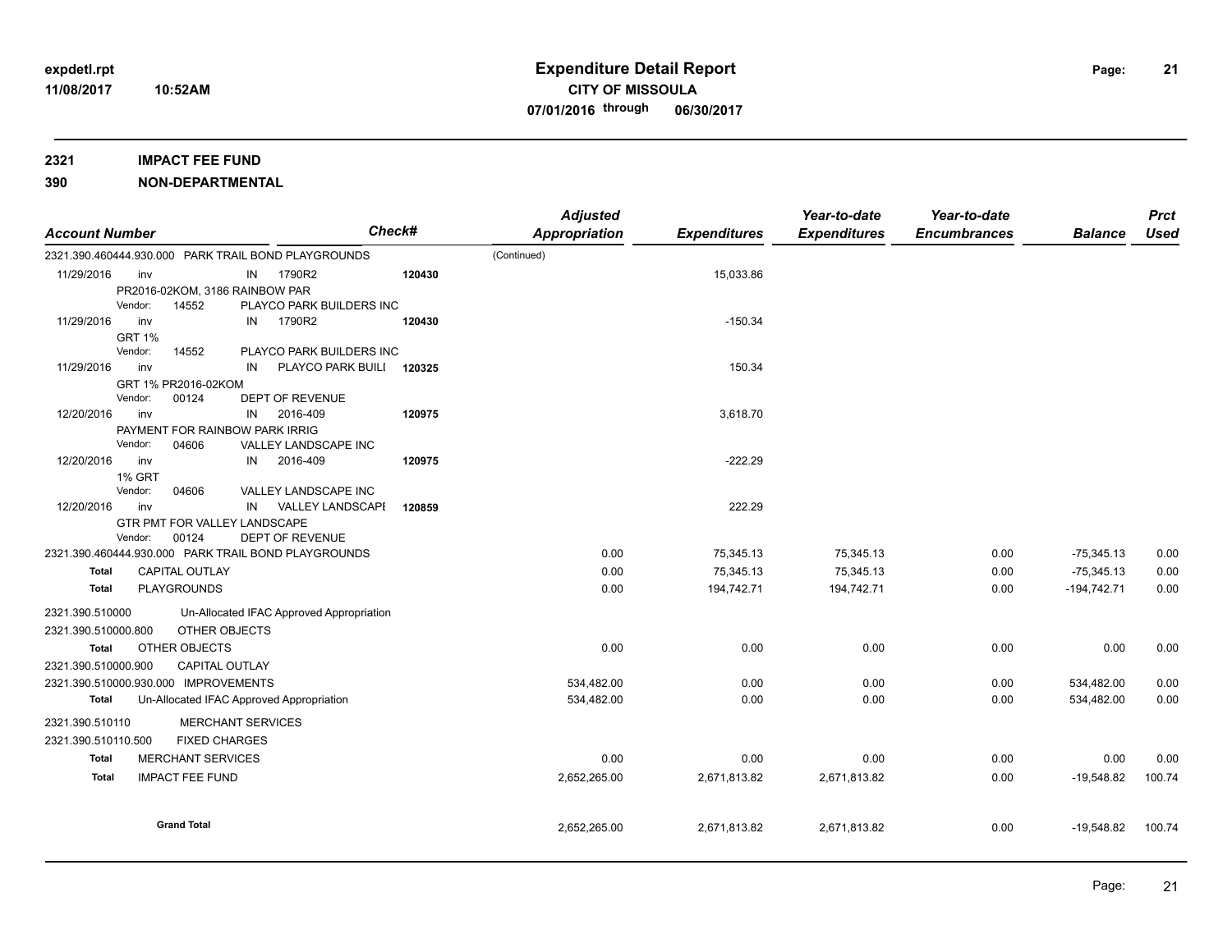# Expenditure Detail Report

**CITY OF MISSOULA**

**07/01/2016 through 06/30/2017**

expdetl.rpt
11/08/2017 10:52AM

**2321 IMPACT FEE FUND**

**390 NON-DEPARTMENTAL**

| Account Number | | | | Check# | Adjusted Appropriation | Expenditures | Year-to-date Expenditures | Year-to-date Encumbrances | Balance | Prct Used |
|---|---|---|---|---|---|---|---|---|---|---|
| 2321.390.460444.930.000 PARK TRAIL BOND PLAYGROUNDS | | | | | (Continued) | | | | | |
| 11/29/2016 | inv | IN | 1790R2 | 120430 | | 15,033.86 | | | | |
| PR2016-02KOM, 3186 RAINBOW PAR | | | | | | | | | | |
| Vendor: 14552 | PLAYCO PARK BUILDERS INC | | | | | | | | | |
| 11/29/2016 | inv | IN | 1790R2 | 120430 | | -150.34 | | | | |
| GRT 1% | | | | | | | | | | |
| Vendor: 14552 | PLAYCO PARK BUILDERS INC | | | | | | | | | |
| 11/29/2016 | inv | IN | PLAYCO PARK BUILI | 120325 | | 150.34 | | | | |
| GRT 1% PR2016-02KOM | | | | | | | | | | |
| Vendor: 00124 | DEPT OF REVENUE | | | | | | | | | |
| 12/20/2016 | inv | IN | 2016-409 | 120975 | | 3,618.70 | | | | |
| PAYMENT FOR RAINBOW PARK IRRIG | | | | | | | | | | |
| Vendor: 04606 | VALLEY LANDSCAPE INC | | | | | | | | | |
| 12/20/2016 | inv | IN | 2016-409 | 120975 | | -222.29 | | | | |
| 1% GRT | | | | | | | | | | |
| Vendor: 04606 | VALLEY LANDSCAPE INC | | | | | | | | | |
| 12/20/2016 | inv | IN | VALLEY LANDSCAPI | 120859 | | 222.29 | | | | |
| GTR PMT FOR VALLEY LANDSCAPE | | | | | | | | | | |
| Vendor: 00124 | DEPT OF REVENUE | | | | | | | | | |
| 2321.390.460444.930.000 PARK TRAIL BOND PLAYGROUNDS | | | | | 0.00 | 75,345.13 | 75,345.13 | 0.00 | -75,345.13 | 0.00 |
| **Total** | CAPITAL OUTLAY | | | | 0.00 | 75,345.13 | 75,345.13 | 0.00 | -75,345.13 | 0.00 |
| **Total** | PLAYGROUNDS | | | | 0.00 | 194,742.71 | 194,742.71 | 0.00 | -194,742.71 | 0.00 |
| 2321.390.510000 | Un-Allocated IFAC Approved Appropriation | | | | | | | | | |
| 2321.390.510000.800 | OTHER OBJECTS | | | | | | | | | |
| **Total** | OTHER OBJECTS | | | | 0.00 | 0.00 | 0.00 | 0.00 | 0.00 | 0.00 |
| 2321.390.510000.900 | CAPITAL OUTLAY | | | | | | | | | |
| 2321.390.510000.930.000 IMPROVEMENTS | | | | | 534,482.00 | 0.00 | 0.00 | 0.00 | 534,482.00 | 0.00 |
| **Total** | Un-Allocated IFAC Approved Appropriation | | | | 534,482.00 | 0.00 | 0.00 | 0.00 | 534,482.00 | 0.00 |
| 2321.390.510110 | MERCHANT SERVICES | | | | | | | | | |
| 2321.390.510110.500 | FIXED CHARGES | | | | | | | | | |
| **Total** | MERCHANT SERVICES | | | | 0.00 | 0.00 | 0.00 | 0.00 | 0.00 | 0.00 |
| **Total** | IMPACT FEE FUND | | | | 2,652,265.00 | 2,671,813.82 | 2,671,813.82 | 0.00 | -19,548.82 | 100.74 |
| **Grand Total** | | | | | 2,652,265.00 | 2,671,813.82 | 2,671,813.82 | 0.00 | -19,548.82 | 100.74 |